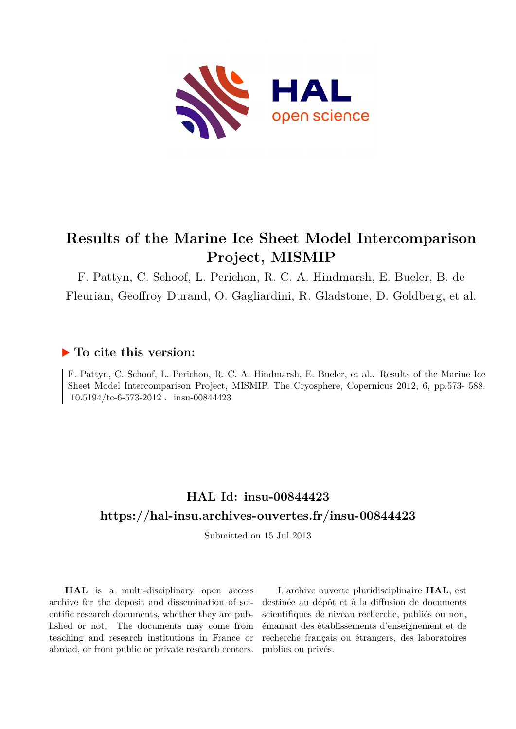# Results of the Marine Ice Sheet Model Intercomparison Project, MISMIP

F. Pattyn, C. Schoof, L. Perichon, R. C. A. Hindmarsh, E. Bueler, B. de Fleurian, Geoffroy Durand, O. Gagliardini, R. Gladstone, D. Goldberg, et al.

### ▶ To cite this version:

F. Pattyn, C. Schoof, L. Perichon, R. C. A. Hindmarsh, E. Bueler, et al.. Results of the Marine Ice Sheet Model Intercomparison Project, MISMIP. The Cryosphere, Copernicus 2012, 6, pp.573- 588. 10.5194/tc-6-573-2012 . insu-00844423

## HAL Id: insu-00844423

## https://hal-insu.archives-ouvertes.fr/insu-00844423

Submitted on 15 Jul 2013

**HAL** is a multi-disciplinary open access archive for the deposit and dissemination of scientific research documents, whether they are published or not. The documents may come from teaching and research institutions in France or abroad, or from public or private research centers.

L'archive ouverte pluridisciplinaire **HAL**, est destinée au dépôt et à la diffusion de documents scientifiques de niveau recherche, publiés ou non, émanant des établissements d'enseignement et de recherche français ou étrangers, des laboratoires publics ou privés.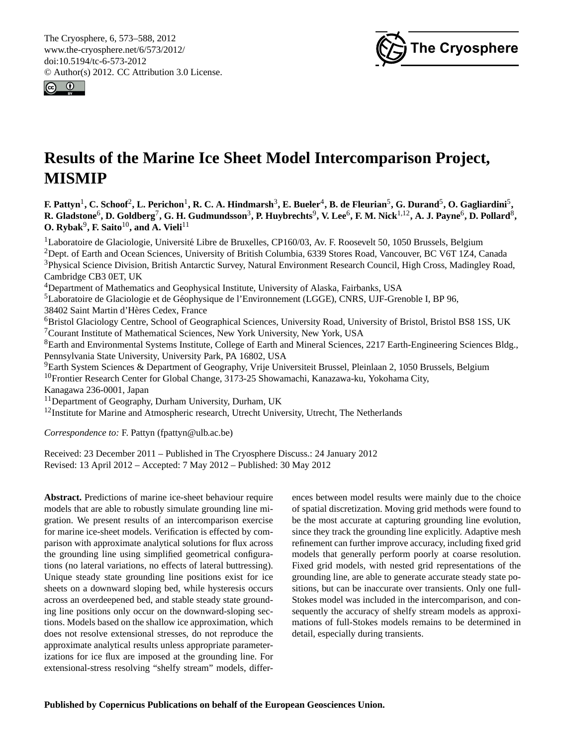# Results of the Marine Ice Sheet Model Intercomparison Project, MISMIP

**F. Pattyn[1], C. Schoof[2], L. Perichon[1], R. C. A. Hindmarsh[3], E. Bueler[4], B. de Fleurian[5], G. Durand[5], O. Gagliardini[5], R. Gladstone[6], D. Goldberg[7], G. H. Gudmundsson[3], P. Huybrechts[9], V. Lee[6], F. M. Nick[1,12], A. J. Payne[6], D. Pollard[8], O. Rybak[9], F. Saito[10], and A. Vieli[11]**

[1]Laboratoire de Glaciologie, Université Libre de Bruxelles, CP160/03, Av. F. Roosevelt 50, 1050 Brussels, Belgium
[2]Dept. of Earth and Ocean Sciences, University of British Columbia, 6339 Stores Road, Vancouver, BC V6T 1Z4, Canada
[3]Physical Science Division, British Antarctic Survey, Natural Environment Research Council, High Cross, Madingley Road, Cambridge CB3 0ET, UK
[4]Department of Mathematics and Geophysical Institute, University of Alaska, Fairbanks, USA
[5]Laboratoire de Glaciologie et de Géophysique de l'Environnement (LGGE), CNRS, UJF-Grenoble I, BP 96, 38402 Saint Martin d'Hères Cedex, France
[6]Bristol Glaciology Centre, School of Geographical Sciences, University Road, University of Bristol, Bristol BS8 1SS, UK
[7]Courant Institute of Mathematical Sciences, New York University, New York, USA
[8]Earth and Environmental Systems Institute, College of Earth and Mineral Sciences, 2217 Earth-Engineering Sciences Bldg., Pennsylvania State University, University Park, PA 16802, USA
[9]Earth System Sciences & Department of Geography, Vrije Universiteit Brussel, Pleinlaan 2, 1050 Brussels, Belgium
[10]Frontier Research Center for Global Change, 3173-25 Showamachi, Kanazawa-ku, Yokohama City, Kanagawa 236-0001, Japan
[11]Department of Geography, Durham University, Durham, UK
[12]Institute for Marine and Atmospheric research, Utrecht University, Utrecht, The Netherlands

*Correspondence to:* F. Pattyn (fpattyn@ulb.ac.be)

Received: 23 December 2011 – Published in The Cryosphere Discuss.: 24 January 2012
Revised: 13 April 2012 – Accepted: 7 May 2012 – Published: 30 May 2012

**Abstract.** Predictions of marine ice-sheet behaviour require models that are able to robustly simulate grounding line migration. We present results of an intercomparison exercise for marine ice-sheet models. Verification is effected by comparison with approximate analytical solutions for flux across the grounding line using simplified geometrical configurations (no lateral variations, no effects of lateral buttressing). Unique steady state grounding line positions exist for ice sheets on a downward sloping bed, while hysteresis occurs across an overdeepened bed, and stable steady state grounding line positions only occur on the downward-sloping sections. Models based on the shallow ice approximation, which does not resolve extensional stresses, do not reproduce the approximate analytical results unless appropriate parameterizations for ice flux are imposed at the grounding line. For extensional-stress resolving "shelfy stream" models, differences between model results were mainly due to the choice of spatial discretization. Moving grid methods were found to be the most accurate at capturing grounding line evolution, since they track the grounding line explicitly. Adaptive mesh refinement can further improve accuracy, including fixed grid models that generally perform poorly at coarse resolution. Fixed grid models, with nested grid representations of the grounding line, are able to generate accurate steady state positions, but can be inaccurate over transients. Only one full-Stokes model was included in the intercomparison, and consequently the accuracy of shelfy stream models as approximations of full-Stokes models remains to be determined in detail, especially during transients.

**Published by Copernicus Publications on behalf of the European Geosciences Union.**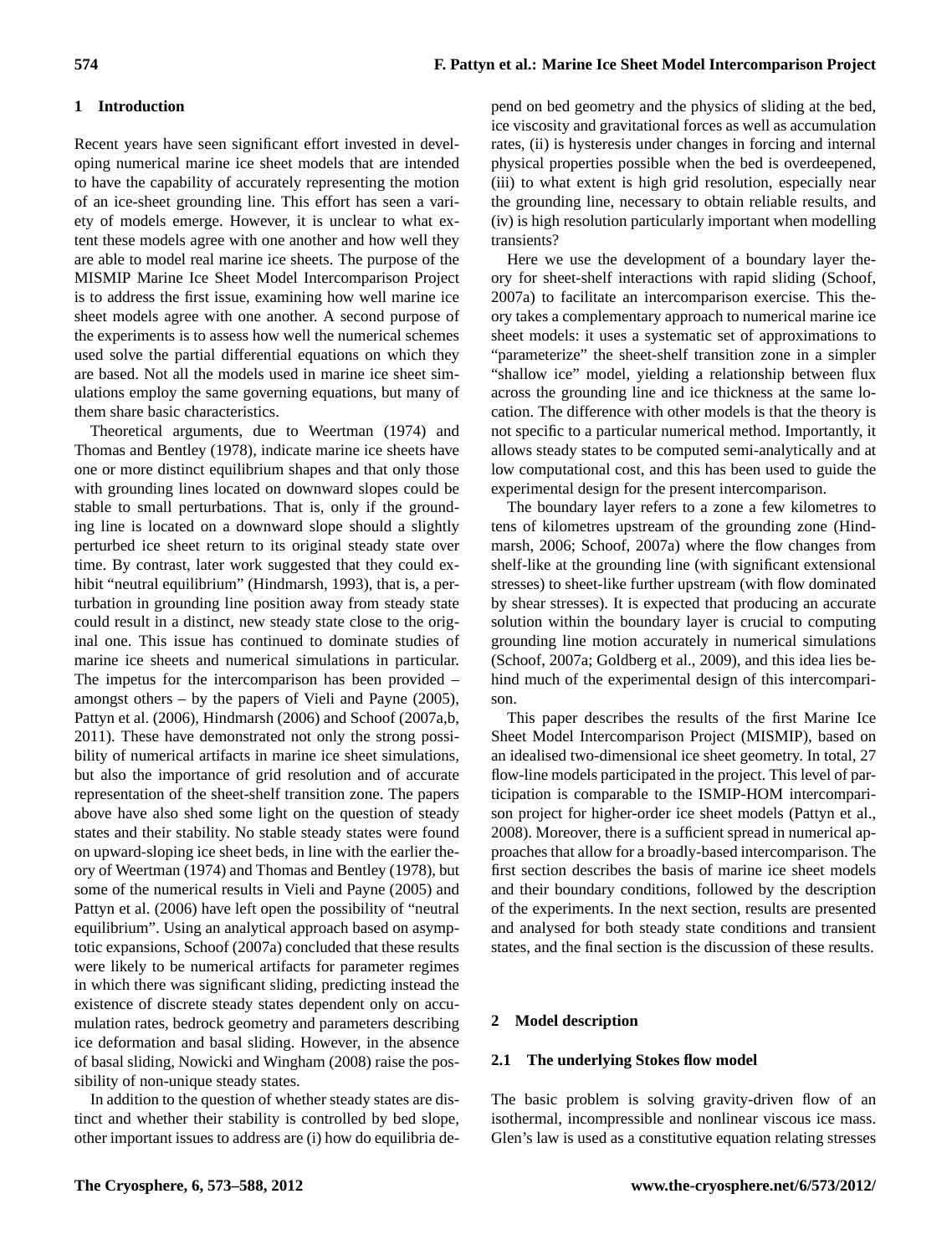## 1 Introduction

Recent years have seen significant effort invested in developing numerical marine ice sheet models that are intended to have the capability of accurately representing the motion of an ice-sheet grounding line. This effort has seen a variety of models emerge. However, it is unclear to what extent these models agree with one another and how well they are able to model real marine ice sheets. The purpose of the MISMIP Marine Ice Sheet Model Intercomparison Project is to address the first issue, examining how well marine ice sheet models agree with one another. A second purpose of the experiments is to assess how well the numerical schemes used solve the partial differential equations on which they are based. Not all the models used in marine ice sheet simulations employ the same governing equations, but many of them share basic characteristics.

Theoretical arguments, due to Weertman (1974) and Thomas and Bentley (1978), indicate marine ice sheets have one or more distinct equilibrium shapes and that only those with grounding lines located on downward slopes could be stable to small perturbations. That is, only if the grounding line is located on a downward slope should a slightly perturbed ice sheet return to its original steady state over time. By contrast, later work suggested that they could exhibit "neutral equilibrium" (Hindmarsh, 1993), that is, a perturbation in grounding line position away from steady state could result in a distinct, new steady state close to the original one. This issue has continued to dominate studies of marine ice sheets and numerical simulations in particular. The impetus for the intercomparison has been provided – amongst others – by the papers of Vieli and Payne (2005), Pattyn et al. (2006), Hindmarsh (2006) and Schoof (2007a,b, 2011). These have demonstrated not only the strong possibility of numerical artifacts in marine ice sheet simulations, but also the importance of grid resolution and of accurate representation of the sheet-shelf transition zone. The papers above have also shed some light on the question of steady states and their stability. No stable steady states were found on upward-sloping ice sheet beds, in line with the earlier theory of Weertman (1974) and Thomas and Bentley (1978), but some of the numerical results in Vieli and Payne (2005) and Pattyn et al. (2006) have left open the possibility of "neutral equilibrium". Using an analytical approach based on asymptotic expansions, Schoof (2007a) concluded that these results were likely to be numerical artifacts for parameter regimes in which there was significant sliding, predicting instead the existence of discrete steady states dependent only on accumulation rates, bedrock geometry and parameters describing ice deformation and basal sliding. However, in the absence of basal sliding, Nowicki and Wingham (2008) raise the possibility of non-unique steady states.

In addition to the question of whether steady states are distinct and whether their stability is controlled by bed slope, other important issues to address are (i) how do equilibria depend on bed geometry and the physics of sliding at the bed, ice viscosity and gravitational forces as well as accumulation rates, (ii) is hysteresis under changes in forcing and internal physical properties possible when the bed is overdeepened, (iii) to what extent is high grid resolution, especially near the grounding line, necessary to obtain reliable results, and (iv) is high resolution particularly important when modelling transients?

Here we use the development of a boundary layer theory for sheet-shelf interactions with rapid sliding (Schoof, 2007a) to facilitate an intercomparison exercise. This theory takes a complementary approach to numerical marine ice sheet models: it uses a systematic set of approximations to "parameterize" the sheet-shelf transition zone in a simpler "shallow ice" model, yielding a relationship between flux across the grounding line and ice thickness at the same location. The difference with other models is that the theory is not specific to a particular numerical method. Importantly, it allows steady states to be computed semi-analytically and at low computational cost, and this has been used to guide the experimental design for the present intercomparison.

The boundary layer refers to a zone a few kilometres to tens of kilometres upstream of the grounding zone (Hindmarsh, 2006; Schoof, 2007a) where the flow changes from shelf-like at the grounding line (with significant extensional stresses) to sheet-like further upstream (with flow dominated by shear stresses). It is expected that producing an accurate solution within the boundary layer is crucial to computing grounding line motion accurately in numerical simulations (Schoof, 2007a; Goldberg et al., 2009), and this idea lies behind much of the experimental design of this intercomparison.

This paper describes the results of the first Marine Ice Sheet Model Intercomparison Project (MISMIP), based on an idealised two-dimensional ice sheet geometry. In total, 27 flow-line models participated in the project. This level of participation is comparable to the ISMIP-HOM intercomparison project for higher-order ice sheet models (Pattyn et al., 2008). Moreover, there is a sufficient spread in numerical approaches that allow for a broadly-based intercomparison. The first section describes the basis of marine ice sheet models and their boundary conditions, followed by the description of the experiments. In the next section, results are presented and analysed for both steady state conditions and transient states, and the final section is the discussion of these results.

## 2 Model description

### 2.1 The underlying Stokes flow model

The basic problem is solving gravity-driven flow of an isothermal, incompressible and nonlinear viscous ice mass. Glen's law is used as a constitutive equation relating stresses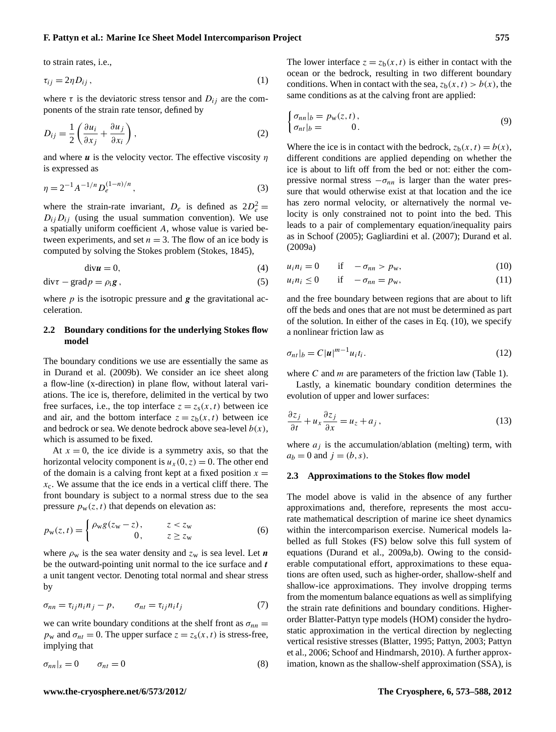to strain rates, i.e.,

$$\tau_{ij} = 2\eta D_{ij}\,, \tag{1}$$

where $\tau$ is the deviatoric stress tensor and $D_{ij}$ are the components of the strain rate tensor, defined by

$$D_{ij} = \frac{1}{2}\left(\frac{\partial u_i}{\partial x_j} + \frac{\partial u_j}{\partial x_i}\right), \tag{2}$$

and where $\boldsymbol{u}$ is the velocity vector. The effective viscosity $\eta$ is expressed as

$$\eta = 2^{-1} A^{-1/n} D_e^{(1-n)/n}\,, \tag{3}$$

where the strain-rate invariant, $D_e$ is defined as $2D_e^2 = D_{ij}D_{ij}$ (using the usual summation convention). We use a spatially uniform coefficient $A$, whose value is varied between experiments, and set $n = 3$. The flow of an ice body is computed by solving the Stokes problem (Stokes, 1845),

$$\mathrm{div}\boldsymbol{u} = 0, \tag{4}$$

$$\mathrm{div}\tau - \mathrm{grad}\,p = \rho_{\mathrm{i}}\boldsymbol{g}\,, \tag{5}$$

where $p$ is the isotropic pressure and $\boldsymbol{g}$ the gravitational acceleration.

### 2.2 Boundary conditions for the underlying Stokes flow model

The boundary conditions we use are essentially the same as in Durand et al. (2009b). We consider an ice sheet along a flow-line (x-direction) in plane flow, without lateral variations. The ice is, therefore, delimited in the vertical by two free surfaces, i.e., the top interface $z = z_{\mathrm{s}}(x,t)$ between ice and air, and the bottom interface $z = z_{\mathrm{b}}(x,t)$ between ice and bedrock or sea. We denote bedrock above sea-level $b(x)$, which is assumed to be fixed.

At $x = 0$, the ice divide is a symmetry axis, so that the horizontal velocity component is $u_x(0,z) = 0$. The other end of the domain is a calving front kept at a fixed position $x = x_{\mathrm{c}}$. We assume that the ice ends in a vertical cliff there. The front boundary is subject to a normal stress due to the sea pressure $p_{\mathrm{w}}(z,t)$ that depends on elevation as:

$$p_{\mathrm{w}}(z,t) = \begin{cases} \rho_{\mathrm{w}} g (z_{\mathrm{w}} - z)\,, & z < z_{\mathrm{w}} \\ 0\,, & z \geq z_{\mathrm{w}} \end{cases} \tag{6}$$

where $\rho_{\mathrm{w}}$ is the sea water density and $z_{\mathrm{w}}$ is sea level. Let $\boldsymbol{n}$ be the outward-pointing unit normal to the ice surface and $\boldsymbol{t}$ a unit tangent vector. Denoting total normal and shear stress by

$$\sigma_{nn} = \tau_{ij} n_i n_j - p, \qquad \sigma_{nt} = \tau_{ij} n_i t_j \tag{7}$$

we can write boundary conditions at the shelf front as $\sigma_{nn} = p_{\mathrm{w}}$ and $\sigma_{nt} = 0$. The upper surface $z = z_{\mathrm{s}}(x,t)$ is stress-free, implying that

$$\sigma_{nn}|_s = 0 \qquad \sigma_{nt} = 0 \tag{8}$$

The lower interface $z = z_{\mathrm{b}}(x,t)$ is either in contact with the ocean or the bedrock, resulting in two different boundary conditions. When in contact with the sea, $z_{\mathrm{b}}(x,t) > b(x)$, the same conditions as at the calving front are applied:

$$\begin{cases} \sigma_{nn}|_b = p_{\mathrm{w}}(z,t)\,, \\ \sigma_{nt}|_b = \qquad 0\,. \end{cases} \tag{9}$$

Where the ice is in contact with the bedrock, $z_{\mathrm{b}}(x,t) = b(x)$, different conditions are applied depending on whether the ice is about to lift off from the bed or not: either the compressive normal stress $-\sigma_{nn}$ is larger than the water pressure that would otherwise exist at that location and the ice has zero normal velocity, or alternatively the normal velocity is only constrained not to point into the bed. This leads to a pair of complementary equation/inequality pairs as in Schoof (2005); Gagliardini et al. (2007); Durand et al. (2009a)

$$u_i n_i = 0 \qquad \text{if} \quad -\sigma_{nn} > p_{\mathrm{w}}, \tag{10}$$

$$u_i n_i \leq 0 \qquad \text{if} \quad -\sigma_{nn} = p_{\mathrm{w}}, \tag{11}$$

and the free boundary between regions that are about to lift off the beds and ones that are not must be determined as part of the solution. In either of the cases in Eq. (10), we specify a nonlinear friction law as

$$\sigma_{nt}|_b = C|\boldsymbol{u}|^{m-1} u_i t_i. \tag{12}$$

where $C$ and $m$ are parameters of the friction law (Table 1).

Lastly, a kinematic boundary condition determines the evolution of upper and lower surfaces:

$$\frac{\partial z_j}{\partial t} + u_x \frac{\partial z_j}{\partial x} = u_z + a_j\,, \tag{13}$$

where $a_j$ is the accumulation/ablation (melting) term, with $a_b = 0$ and $j = (b,s)$.

### 2.3 Approximations to the Stokes flow model

The model above is valid in the absence of any further approximations and, therefore, represents the most accurate mathematical description of marine ice sheet dynamics within the intercomparison exercise. Numerical models labelled as full Stokes (FS) below solve this full system of equations (Durand et al., 2009a,b). Owing to the considerable computational effort, approximations to these equations are often used, such as higher-order, shallow-shelf and shallow-ice approximations. They involve dropping terms from the momentum balance equations as well as simplifying the strain rate definitions and boundary conditions. Higher-order Blatter-Pattyn type models (HOM) consider the hydrostatic approximation in the vertical direction by neglecting vertical resistive stresses (Blatter, 1995; Pattyn, 2003; Pattyn et al., 2006; Schoof and Hindmarsh, 2010). A further approximation, known as the shallow-shelf approximation (SSA), is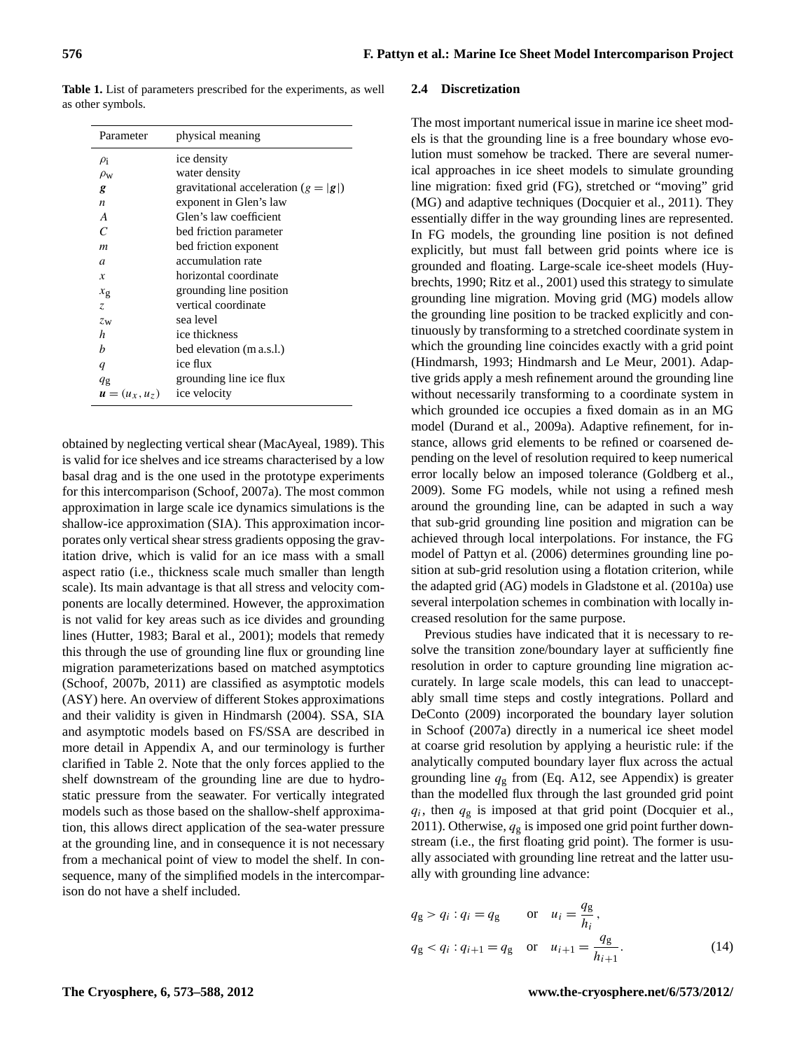**Table 1.** List of parameters prescribed for the experiments, as well as other symbols.

| Parameter | physical meaning |
|---|---|
| $\rho_i$ | ice density |
| $\rho_w$ | water density |
| $\boldsymbol{g}$ | gravitational acceleration ($g = \lvert\boldsymbol{g}\rvert$) |
| $n$ | exponent in Glen's law |
| $A$ | Glen's law coefficient |
| $C$ | bed friction parameter |
| $m$ | bed friction exponent |
| $a$ | accumulation rate |
| $x$ | horizontal coordinate |
| $x_g$ | grounding line position |
| $z$ | vertical coordinate |
| $z_w$ | sea level |
| $h$ | ice thickness |
| $b$ | bed elevation (m a.s.l.) |
| $q$ | ice flux |
| $q_g$ | grounding line ice flux |
| $\boldsymbol{u} = (u_x, u_z)$ | ice velocity |

obtained by neglecting vertical shear (MacAyeal, 1989). This is valid for ice shelves and ice streams characterised by a low basal drag and is the one used in the prototype experiments for this intercomparison (Schoof, 2007a). The most common approximation in large scale ice dynamics simulations is the shallow-ice approximation (SIA). This approximation incorporates only vertical shear stress gradients opposing the gravitation drive, which is valid for an ice mass with a small aspect ratio (i.e., thickness scale much smaller than length scale). Its main advantage is that all stress and velocity components are locally determined. However, the approximation is not valid for key areas such as ice divides and grounding lines (Hutter, 1983; Baral et al., 2001); models that remedy this through the use of grounding line flux or grounding line migration parameterizations based on matched asymptotics (Schoof, 2007b, 2011) are classified as asymptotic models (ASY) here. An overview of different Stokes approximations and their validity is given in Hindmarsh (2004). SSA, SIA and asymptotic models based on FS/SSA are described in more detail in Appendix A, and our terminology is further clarified in Table 2. Note that the only forces applied to the shelf downstream of the grounding line are due to hydrostatic pressure from the seawater. For vertically integrated models such as those based on the shallow-shelf approximation, this allows direct application of the sea-water pressure at the grounding line, and in consequence it is not necessary from a mechanical point of view to model the shelf. In consequence, many of the simplified models in the intercomparison do not have a shelf included.

### 2.4 Discretization

The most important numerical issue in marine ice sheet models is that the grounding line is a free boundary whose evolution must somehow be tracked. There are several numerical approaches in ice sheet models to simulate grounding line migration: fixed grid (FG), stretched or "moving" grid (MG) and adaptive techniques (Docquier et al., 2011). They essentially differ in the way grounding lines are represented. In FG models, the grounding line position is not defined explicitly, but must fall between grid points where ice is grounded and floating. Large-scale ice-sheet models (Huybrechts, 1990; Ritz et al., 2001) used this strategy to simulate grounding line migration. Moving grid (MG) models allow the grounding line position to be tracked explicitly and continuously by transforming to a stretched coordinate system in which the grounding line coincides exactly with a grid point (Hindmarsh, 1993; Hindmarsh and Le Meur, 2001). Adaptive grids apply a mesh refinement around the grounding line without necessarily transforming to a coordinate system in which grounded ice occupies a fixed domain as in an MG model (Durand et al., 2009a). Adaptive refinement, for instance, allows grid elements to be refined or coarsened depending on the level of resolution required to keep numerical error locally below an imposed tolerance (Goldberg et al., 2009). Some FG models, while not using a refined mesh around the grounding line, can be adapted in such a way that sub-grid grounding line position and migration can be achieved through local interpolations. For instance, the FG model of Pattyn et al. (2006) determines grounding line position at sub-grid resolution using a flotation criterion, while the adapted grid (AG) models in Gladstone et al. (2010a) use several interpolation schemes in combination with locally increased resolution for the same purpose.

Previous studies have indicated that it is necessary to resolve the transition zone/boundary layer at sufficiently fine resolution in order to capture grounding line migration accurately. In large scale models, this can lead to unacceptably small time steps and costly integrations. Pollard and DeConto (2009) incorporated the boundary layer solution in Schoof (2007a) directly in a numerical ice sheet model at coarse grid resolution by applying a heuristic rule: if the analytically computed boundary layer flux across the actual grounding line $q_g$ from (Eq. A12, see Appendix) is greater than the modelled flux through the last grounded grid point $q_i$, then $q_g$ is imposed at that grid point (Docquier et al., 2011). Otherwise, $q_g$ is imposed one grid point further downstream (i.e., the first floating grid point). The former is usually associated with grounding line retreat and the latter usually with grounding line advance:

$$
\begin{aligned}
q_g > q_i : q_i = q_g \quad &\text{or} \quad u_i = \frac{q_g}{h_i}, \\
q_g < q_i : q_{i+1} = q_g \quad &\text{or} \quad u_{i+1} = \frac{q_g}{h_{i+1}}.
\end{aligned} \tag{14}
$$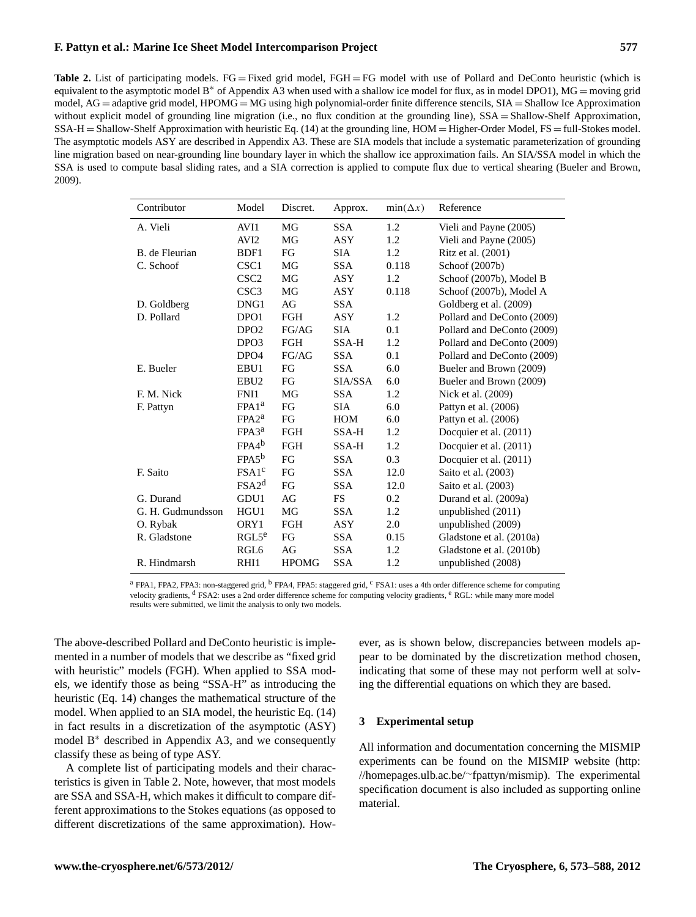**Table 2.** List of participating models. FG = Fixed grid model, FGH = FG model with use of Pollard and DeConto heuristic (which is equivalent to the asymptotic model B* of Appendix A3 when used with a shallow ice model for flux, as in model DPO1), MG = moving grid model, AG = adaptive grid model, HPOMG = MG using high polynomial-order finite difference stencils, SIA = Shallow Ice Approximation without explicit model of grounding line migration (i.e., no flux condition at the grounding line), SSA = Shallow-Shelf Approximation, SSA-H = Shallow-Shelf Approximation with heuristic Eq. (14) at the grounding line, HOM = Higher-Order Model, FS = full-Stokes model. The asymptotic models ASY are described in Appendix A3. These are SIA models that include a systematic parameterization of grounding line migration based on near-grounding line boundary layer in which the shallow ice approximation fails. An SIA/SSA model in which the SSA is used to compute basal sliding rates, and a SIA correction is applied to compute flux due to vertical shearing (Bueler and Brown, 2009).

| Contributor | Model | Discret. | Approx. | $\min(\Delta x)$ | Reference |
|---|---|---|---|---|---|
| A. Vieli | AVI1 | MG | SSA | 1.2 | Vieli and Payne (2005) |
| | AVI2 | MG | ASY | 1.2 | Vieli and Payne (2005) |
| B. de Fleurian | BDF1 | FG | SIA | 1.2 | Ritz et al. (2001) |
| C. Schoof | CSC1 | MG | SSA | 0.118 | Schoof (2007b) |
| | CSC2 | MG | ASY | 1.2 | Schoof (2007b), Model B |
| | CSC3 | MG | ASY | 0.118 | Schoof (2007b), Model A |
| D. Goldberg | DNG1 | AG | SSA | | Goldberg et al. (2009) |
| D. Pollard | DPO1 | FGH | ASY | 1.2 | Pollard and DeConto (2009) |
| | DPO2 | FG/AG | SIA | 0.1 | Pollard and DeConto (2009) |
| | DPO3 | FGH | SSA-H | 1.2 | Pollard and DeConto (2009) |
| | DPO4 | FG/AG | SSA | 0.1 | Pollard and DeConto (2009) |
| E. Bueler | EBU1 | FG | SSA | 6.0 | Bueler and Brown (2009) |
| | EBU2 | FG | SIA/SSA | 6.0 | Bueler and Brown (2009) |
| F. M. Nick | FNI1 | MG | SSA | 1.2 | Nick et al. (2009) |
| F. Pattyn | FPA1[a] | FG | SIA | 6.0 | Pattyn et al. (2006) |
| | FPA2[a] | FG | HOM | 6.0 | Pattyn et al. (2006) |
| | FPA3[a] | FGH | SSA-H | 1.2 | Docquier et al. (2011) |
| | FPA4[b] | FGH | SSA-H | 1.2 | Docquier et al. (2011) |
| | FPA5[b] | FG | SSA | 0.3 | Docquier et al. (2011) |
| F. Saito | FSA1[c] | FG | SSA | 12.0 | Saito et al. (2003) |
| | FSA2[d] | FG | SSA | 12.0 | Saito et al. (2003) |
| G. Durand | GDU1 | AG | FS | 0.2 | Durand et al. (2009a) |
| G. H. Gudmundsson | HGU1 | MG | SSA | 1.2 | unpublished (2011) |
| O. Rybak | ORY1 | FGH | ASY | 2.0 | unpublished (2009) |
| R. Gladstone | RGL5[e] | FG | SSA | 0.15 | Gladstone et al. (2010a) |
| | RGL6 | AG | SSA | 1.2 | Gladstone et al. (2010b) |
| R. Hindmarsh | RHI1 | HPOMG | SSA | 1.2 | unpublished (2008) |

[a] FPA1, FPA2, FPA3: non-staggered grid, [b] FPA4, FPA5: staggered grid, [c] FSA1: uses a 4th order difference scheme for computing velocity gradients, [d] FSA2: uses a 2nd order difference scheme for computing velocity gradients, [e] RGL: while many more model results were submitted, we limit the analysis to only two models.

The above-described Pollard and DeConto heuristic is implemented in a number of models that we describe as "fixed grid with heuristic" models (FGH). When applied to SSA models, we identify those as being "SSA-H" as introducing the heuristic (Eq. 14) changes the mathematical structure of the model. When applied to an SIA model, the heuristic Eq. (14) in fact results in a discretization of the asymptotic (ASY) model B* described in Appendix A3, and we consequently classify these as being of type ASY.

A complete list of participating models and their characteristics is given in Table 2. Note, however, that most models are SSA and SSA-H, which makes it difficult to compare different approximations to the Stokes equations (as opposed to different discretizations of the same approximation). However, as is shown below, discrepancies between models appear to be dominated by the discretization method chosen, indicating that some of these may not perform well at solving the differential equations on which they are based.

## 3 Experimental setup

All information and documentation concerning the MISMIP experiments can be found on the MISMIP website (http://homepages.ulb.ac.be/~fpattyn/mismip). The experimental specification document is also included as supporting online material.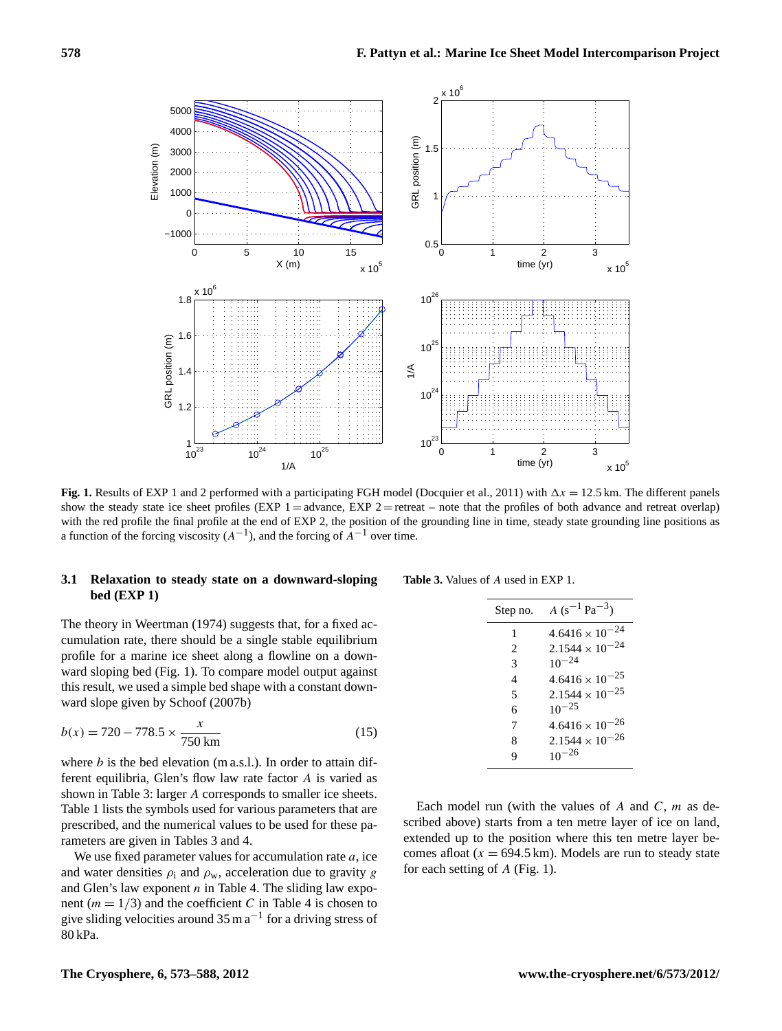**Fig. 1.** Results of EXP 1 and 2 performed with a participating FGH model (Docquier et al., 2011) with $\Delta x = 12.5$ km. The different panels show the steady state ice sheet profiles (EXP 1 = advance, EXP 2 = retreat – note that the profiles of both advance and retreat overlap) with the red profile the final profile at the end of EXP 2, the position of the grounding line in time, steady state grounding line positions as a function of the forcing viscosity ($A^{-1}$), and the forcing of $A^{-1}$ over time.

### 3.1 Relaxation to steady state on a downward-sloping bed (EXP 1)

The theory in Weertman (1974) suggests that, for a fixed accumulation rate, there should be a single stable equilibrium profile for a marine ice sheet along a flowline on a downward sloping bed (Fig. 1). To compare model output against this result, we used a simple bed shape with a constant downward slope given by Schoof (2007b)

$$b(x) = 720 - 778.5 \times \frac{x}{750\,\text{km}} \tag{15}$$

where $b$ is the bed elevation (m a.s.l.). In order to attain different equilibria, Glen's flow law rate factor $A$ is varied as shown in Table 3: larger $A$ corresponds to smaller ice sheets. Table 1 lists the symbols used for various parameters that are prescribed, and the numerical values to be used for these parameters are given in Tables 3 and 4.

We use fixed parameter values for accumulation rate $a$, ice and water densities $\rho_\text{i}$ and $\rho_\text{w}$, acceleration due to gravity $g$ and Glen's law exponent $n$ in Table 4. The sliding law exponent ($m = 1/3$) and the coefficient $C$ in Table 4 is chosen to give sliding velocities around 35 m a$^{-1}$ for a driving stress of 80 kPa.

**Table 3.** Values of $A$ used in EXP 1.

| Step no. | $A$ (s$^{-1}$ Pa$^{-3}$) |
|---|---|
| 1 | $4.6416 \times 10^{-24}$ |
| 2 | $2.1544 \times 10^{-24}$ |
| 3 | $10^{-24}$ |
| 4 | $4.6416 \times 10^{-25}$ |
| 5 | $2.1544 \times 10^{-25}$ |
| 6 | $10^{-25}$ |
| 7 | $4.6416 \times 10^{-26}$ |
| 8 | $2.1544 \times 10^{-26}$ |
| 9 | $10^{-26}$ |

Each model run (with the values of $A$ and $C$, $m$ as described above) starts from a ten metre layer of ice on land, extended up to the position where this ten metre layer becomes afloat ($x = 694.5$ km). Models are run to steady state for each setting of $A$ (Fig. 1).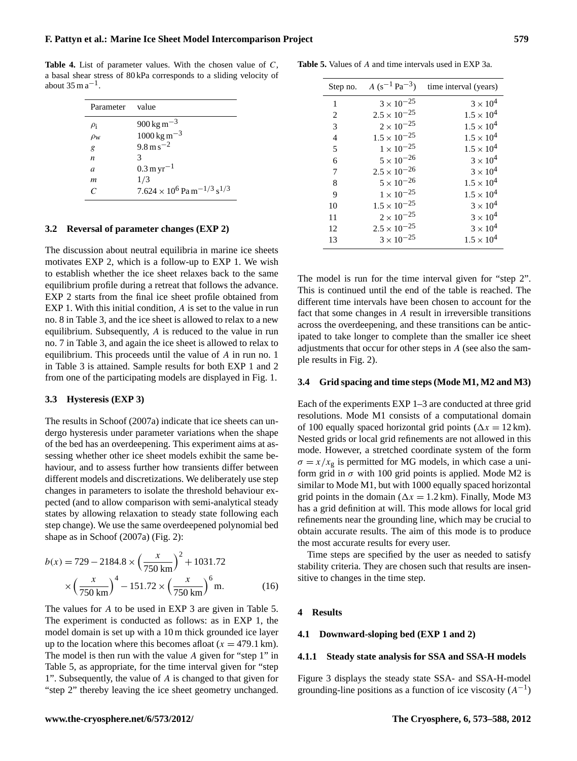**Table 4.** List of parameter values. With the chosen value of $C$, a basal shear stress of 80 kPa corresponds to a sliding velocity of about $35\,\mathrm{m\,a^{-1}}$.

| Parameter | value |
|---|---|
| $\rho_i$ | $900\,\mathrm{kg\,m^{-3}}$ |
| $\rho_w$ | $1000\,\mathrm{kg\,m^{-3}}$ |
| $g$ | $9.8\,\mathrm{m\,s^{-2}}$ |
| $n$ | 3 |
| $a$ | $0.3\,\mathrm{m\,yr^{-1}}$ |
| $m$ | $1/3$ |
| $C$ | $7.624\times10^{6}\,\mathrm{Pa\,m^{-1/3}\,s^{1/3}}$ |

### 3.2 Reversal of parameter changes (EXP 2)

The discussion about neutral equilibria in marine ice sheets motivates EXP 2, which is a follow-up to EXP 1. We wish to establish whether the ice sheet relaxes back to the same equilibrium profile during a retreat that follows the advance. EXP 2 starts from the final ice sheet profile obtained from EXP 1. With this initial condition, $A$ is set to the value in run no. 8 in Table 3, and the ice sheet is allowed to relax to a new equilibrium. Subsequently, $A$ is reduced to the value in run no. 7 in Table 3, and again the ice sheet is allowed to relax to equilibrium. This proceeds until the value of $A$ in run no. 1 in Table 3 is attained. Sample results for both EXP 1 and 2 from one of the participating models are displayed in Fig. 1.

### 3.3 Hysteresis (EXP 3)

The results in Schoof (2007a) indicate that ice sheets can undergo hysteresis under parameter variations when the shape of the bed has an overdeepening. This experiment aims at assessing whether other ice sheet models exhibit the same behaviour, and to assess further how transients differ between different models and discretizations. We deliberately use step changes in parameters to isolate the threshold behaviour expected (and to allow comparison with semi-analytical steady states by allowing relaxation to steady state following each step change). We use the same overdeepened polynomial bed shape as in Schoof (2007a) (Fig. 2):

$$b(x) = 729 - 2184.8\times\left(\frac{x}{750\,\mathrm{km}}\right)^2 + 1031.72\times\left(\frac{x}{750\,\mathrm{km}}\right)^4 - 151.72\times\left(\frac{x}{750\,\mathrm{km}}\right)^6\,\mathrm{m}. \tag{16}$$

The values for $A$ to be used in EXP 3 are given in Table 5. The experiment is conducted as follows: as in EXP 1, the model domain is set up with a 10 m thick grounded ice layer up to the location where this becomes afloat ($x = 479.1$ km). The model is then run with the value $A$ given for "step 1" in Table 5, as appropriate, for the time interval given for "step 1". Subsequently, the value of $A$ is changed to that given for "step 2" thereby leaving the ice sheet geometry unchanged.

**Table 5.** Values of $A$ and time intervals used in EXP 3a.

| Step no. | $A$ ($\mathrm{s^{-1}\,Pa^{-3}}$) | time interval (years) |
|---|---|---|
| 1 | $3\times10^{-25}$ | $3\times10^{4}$ |
| 2 | $2.5\times10^{-25}$ | $1.5\times10^{4}$ |
| 3 | $2\times10^{-25}$ | $1.5\times10^{4}$ |
| 4 | $1.5\times10^{-25}$ | $1.5\times10^{4}$ |
| 5 | $1\times10^{-25}$ | $1.5\times10^{4}$ |
| 6 | $5\times10^{-26}$ | $3\times10^{4}$ |
| 7 | $2.5\times10^{-26}$ | $3\times10^{4}$ |
| 8 | $5\times10^{-26}$ | $1.5\times10^{4}$ |
| 9 | $1\times10^{-25}$ | $1.5\times10^{4}$ |
| 10 | $1.5\times10^{-25}$ | $3\times10^{4}$ |
| 11 | $2\times10^{-25}$ | $3\times10^{4}$ |
| 12 | $2.5\times10^{-25}$ | $3\times10^{4}$ |
| 13 | $3\times10^{-25}$ | $1.5\times10^{4}$ |

The model is run for the time interval given for "step 2". This is continued until the end of the table is reached. The different time intervals have been chosen to account for the fact that some changes in $A$ result in irreversible transitions across the overdeepening, and these transitions can be anticipated to take longer to complete than the smaller ice sheet adjustments that occur for other steps in $A$ (see also the sample results in Fig. 2).

### 3.4 Grid spacing and time steps (Mode M1, M2 and M3)

Each of the experiments EXP 1–3 are conducted at three grid resolutions. Mode M1 consists of a computational domain of 100 equally spaced horizontal grid points ($\Delta x = 12$ km). Nested grids or local grid refinements are not allowed in this mode. However, a stretched coordinate system of the form $\sigma = x/x_g$ is permitted for MG models, in which case a uniform grid in $\sigma$ with 100 grid points is applied. Mode M2 is similar to Mode M1, but with 1000 equally spaced horizontal grid points in the domain ($\Delta x = 1.2$ km). Finally, Mode M3 has a grid definition at will. This mode allows for local grid refinements near the grounding line, which may be crucial to obtain accurate results. The aim of this mode is to produce the most accurate results for every user.

Time steps are specified by the user as needed to satisfy stability criteria. They are chosen such that results are insensitive to changes in the time step.

## 4 Results

### 4.1 Downward-sloping bed (EXP 1 and 2)

#### 4.1.1 Steady state analysis for SSA and SSA-H models

Figure 3 displays the steady state SSA- and SSA-H-model grounding-line positions as a function of ice viscosity ($A^{-1}$)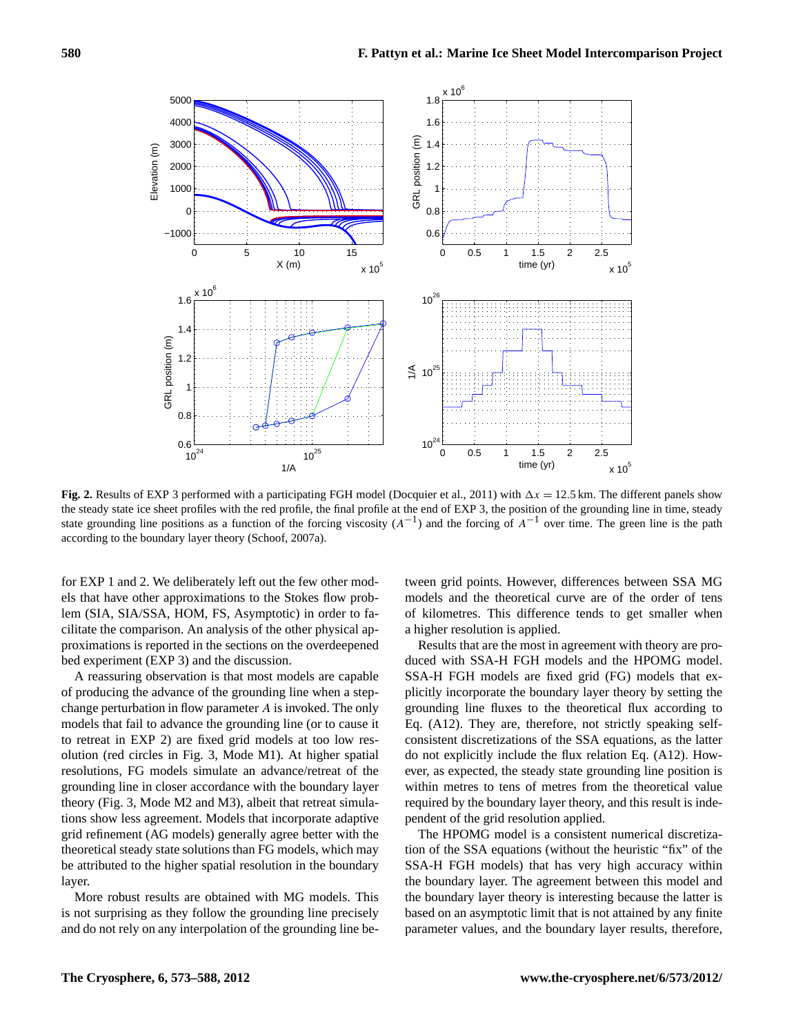**Fig. 2.** Results of EXP 3 performed with a participating FGH model (Docquier et al., 2011) with $\Delta x = 12.5$ km. The different panels show the steady state ice sheet profiles with the red profile, the final profile at the end of EXP 3, the position of the grounding line in time, steady state grounding line positions as a function of the forcing viscosity ($A^{-1}$) and the forcing of $A^{-1}$ over time. The green line is the path according to the boundary layer theory (Schoof, 2007a).

for EXP 1 and 2. We deliberately left out the few other models that have other approximations to the Stokes flow problem (SIA, SIA/SSA, HOM, FS, Asymptotic) in order to facilitate the comparison. An analysis of the other physical approximations is reported in the sections on the overdeepened bed experiment (EXP 3) and the discussion.

A reassuring observation is that most models are capable of producing the advance of the grounding line when a step-change perturbation in flow parameter $A$ is invoked. The only models that fail to advance the grounding line (or to cause it to retreat in EXP 2) are fixed grid models at too low resolution (red circles in Fig. 3, Mode M1). At higher spatial resolutions, FG models simulate an advance/retreat of the grounding line in closer accordance with the boundary layer theory (Fig. 3, Mode M2 and M3), albeit that retreat simulations show less agreement. Models that incorporate adaptive grid refinement (AG models) generally agree better with the theoretical steady state solutions than FG models, which may be attributed to the higher spatial resolution in the boundary layer.

More robust results are obtained with MG models. This is not surprising as they follow the grounding line precisely and do not rely on any interpolation of the grounding line between grid points. However, differences between SSA MG models and the theoretical curve are of the order of tens of kilometres. This difference tends to get smaller when a higher resolution is applied.

Results that are the most in agreement with theory are produced with SSA-H FGH models and the HPOMG model. SSA-H FGH models are fixed grid (FG) models that explicitly incorporate the boundary layer theory by setting the grounding line fluxes to the theoretical flux according to Eq. (A12). They are, therefore, not strictly speaking self-consistent discretizations of the SSA equations, as the latter do not explicitly include the flux relation Eq. (A12). However, as expected, the steady state grounding line position is within metres to tens of metres from the theoretical value required by the boundary layer theory, and this result is independent of the grid resolution applied.

The HPOMG model is a consistent numerical discretization of the SSA equations (without the heuristic "fix" of the SSA-H FGH models) that has very high accuracy within the boundary layer. The agreement between this model and the boundary layer theory is interesting because the latter is based on an asymptotic limit that is not attained by any finite parameter values, and the boundary layer results, therefore,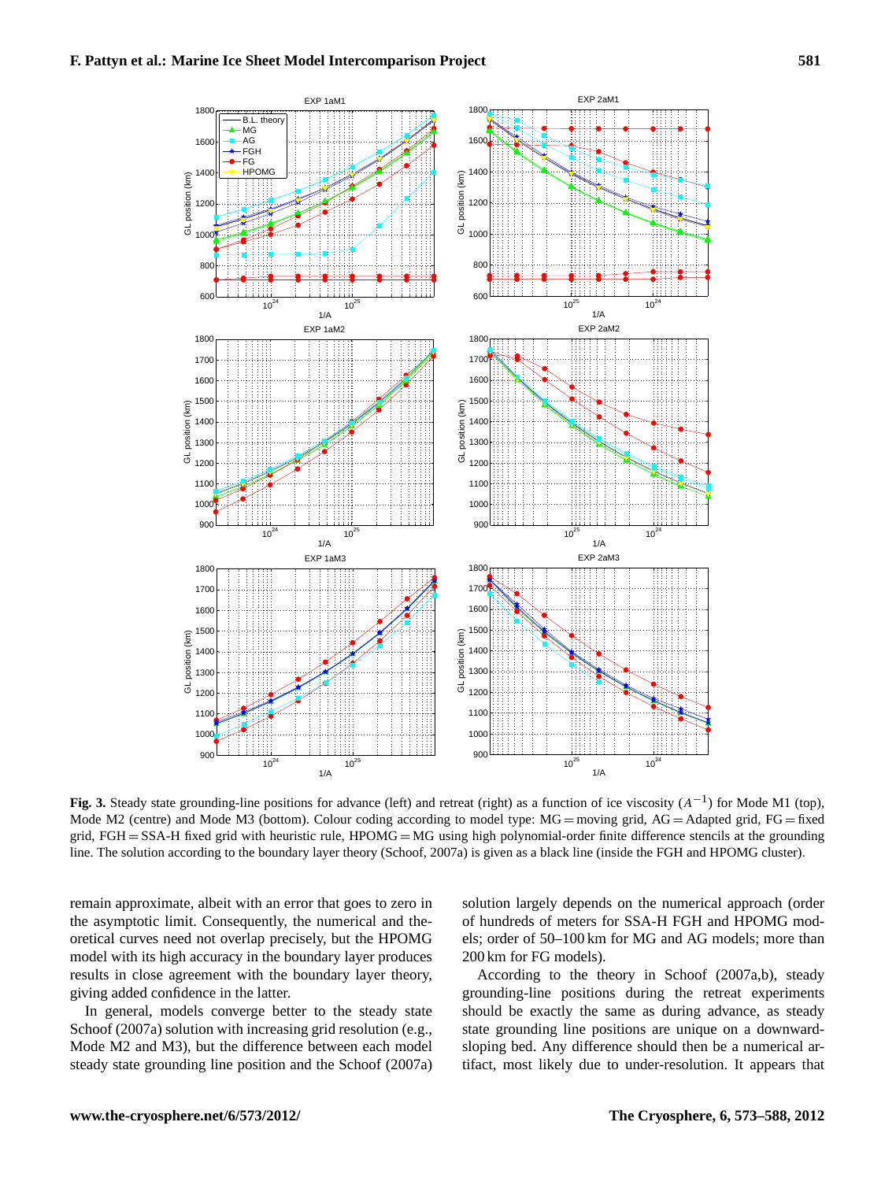**Fig. 3.** Steady state grounding-line positions for advance (left) and retreat (right) as a function of ice viscosity ($A^{-1}$) for Mode M1 (top), Mode M2 (centre) and Mode M3 (bottom). Colour coding according to model type: MG = moving grid, AG = Adapted grid, FG = fixed grid, FGH = SSA-H fixed grid with heuristic rule, HPOMG = MG using high polynomial-order finite difference stencils at the grounding line. The solution according to the boundary layer theory (Schoof, 2007a) is given as a black line (inside the FGH and HPOMG cluster).

remain approximate, albeit with an error that goes to zero in the asymptotic limit. Consequently, the numerical and theoretical curves need not overlap precisely, but the HPOMG model with its high accuracy in the boundary layer produces results in close agreement with the boundary layer theory, giving added confidence in the latter.

In general, models converge better to the steady state Schoof (2007a) solution with increasing grid resolution (e.g., Mode M2 and M3), but the difference between each model steady state grounding line position and the Schoof (2007a) solution largely depends on the numerical approach (order of hundreds of meters for SSA-H FGH and HPOMG models; order of 50–100 km for MG and AG models; more than 200 km for FG models).

According to the theory in Schoof (2007a,b), steady grounding-line positions during the retreat experiments should be exactly the same as during advance, as steady state grounding line positions are unique on a downward-sloping bed. Any difference should then be a numerical artifact, most likely due to under-resolution. It appears that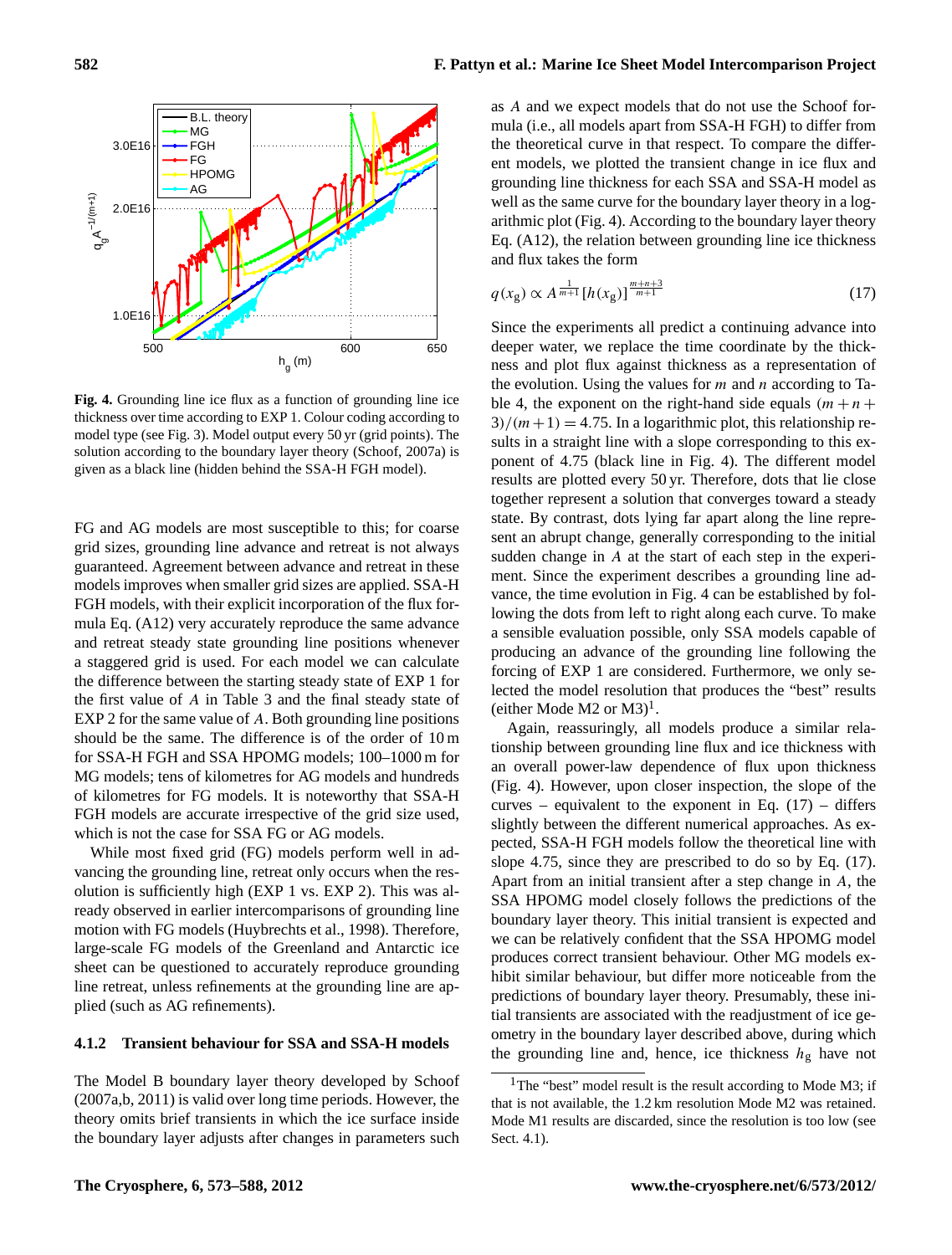**Fig. 4.** Grounding line ice flux as a function of grounding line ice thickness over time according to EXP 1. Colour coding according to model type (see Fig. 3). Model output every 50 yr (grid points). The solution according to the boundary layer theory (Schoof, 2007a) is given as a black line (hidden behind the SSA-H FGH model).

FG and AG models are most susceptible to this; for coarse grid sizes, grounding line advance and retreat is not always guaranteed. Agreement between advance and retreat in these models improves when smaller grid sizes are applied. SSA-H FGH models, with their explicit incorporation of the flux formula Eq. (A12) very accurately reproduce the same advance and retreat steady state grounding line positions whenever a staggered grid is used. For each model we can calculate the difference between the starting steady state of EXP 1 for the first value of $A$ in Table 3 and the final steady state of EXP 2 for the same value of $A$. Both grounding line positions should be the same. The difference is of the order of 10 m for SSA-H FGH and SSA HPOMG models; 100–1000 m for MG models; tens of kilometres for AG models and hundreds of kilometres for FG models. It is noteworthy that SSA-H FGH models are accurate irrespective of the grid size used, which is not the case for SSA FG or AG models.

While most fixed grid (FG) models perform well in advancing the grounding line, retreat only occurs when the resolution is sufficiently high (EXP 1 vs. EXP 2). This was already observed in earlier intercomparisons of grounding line motion with FG models (Huybrechts et al., 1998). Therefore, large-scale FG models of the Greenland and Antarctic ice sheet can be questioned to accurately reproduce grounding line retreat, unless refinements at the grounding line are applied (such as AG refinements).

### 4.1.2 Transient behaviour for SSA and SSA-H models

The Model B boundary layer theory developed by Schoof (2007a,b, 2011) is valid over long time periods. However, the theory omits brief transients in which the ice surface inside the boundary layer adjusts after changes in parameters such as $A$ and we expect models that do not use the Schoof formula (i.e., all models apart from SSA-H FGH) to differ from the theoretical curve in that respect. To compare the different models, we plotted the transient change in ice flux and grounding line thickness for each SSA and SSA-H model as well as the same curve for the boundary layer theory in a logarithmic plot (Fig. 4). According to the boundary layer theory Eq. (A12), the relation between grounding line ice thickness and flux takes the form

$$q(x_g) \propto A^{\frac{1}{m+1}} [h(x_g)]^{\frac{m+n+3}{m+1}} \tag{17}$$

Since the experiments all predict a continuing advance into deeper water, we replace the time coordinate by the thickness and plot flux against thickness as a representation of the evolution. Using the values for $m$ and $n$ according to Table 4, the exponent on the right-hand side equals $(m+n+3)/(m+1) = 4.75$. In a logarithmic plot, this relationship results in a straight line with a slope corresponding to this exponent of 4.75 (black line in Fig. 4). The different model results are plotted every 50 yr. Therefore, dots that lie close together represent a solution that converges toward a steady state. By contrast, dots lying far apart along the line represent an abrupt change, generally corresponding to the initial sudden change in $A$ at the start of each step in the experiment. Since the experiment describes a grounding line advance, the time evolution in Fig. 4 can be established by following the dots from left to right along each curve. To make a sensible evaluation possible, only SSA models capable of producing an advance of the grounding line following the forcing of EXP 1 are considered. Furthermore, we only selected the model resolution that produces the "best" results (either Mode M2 or M3)[1].

Again, reassuringly, all models produce a similar relationship between grounding line flux and ice thickness with an overall power-law dependence of flux upon thickness (Fig. 4). However, upon closer inspection, the slope of the curves – equivalent to the exponent in Eq. (17) – differs slightly between the different numerical approaches. As expected, SSA-H FGH models follow the theoretical line with slope 4.75, since they are prescribed to do so by Eq. (17). Apart from an initial transient after a step change in $A$, the SSA HPOMG model closely follows the predictions of the boundary layer theory. This initial transient is expected and we can be relatively confident that the SSA HPOMG model produces correct transient behaviour. Other MG models exhibit similar behaviour, but differ more noticeable from the predictions of boundary layer theory. Presumably, these initial transients are associated with the readjustment of ice geometry in the boundary layer described above, during which the grounding line and, hence, ice thickness $h_g$ have not

[1] The "best" model result is the result according to Mode M3; if that is not available, the 1.2 km resolution Mode M2 was retained. Mode M1 results are discarded, since the resolution is too low (see Sect. 4.1).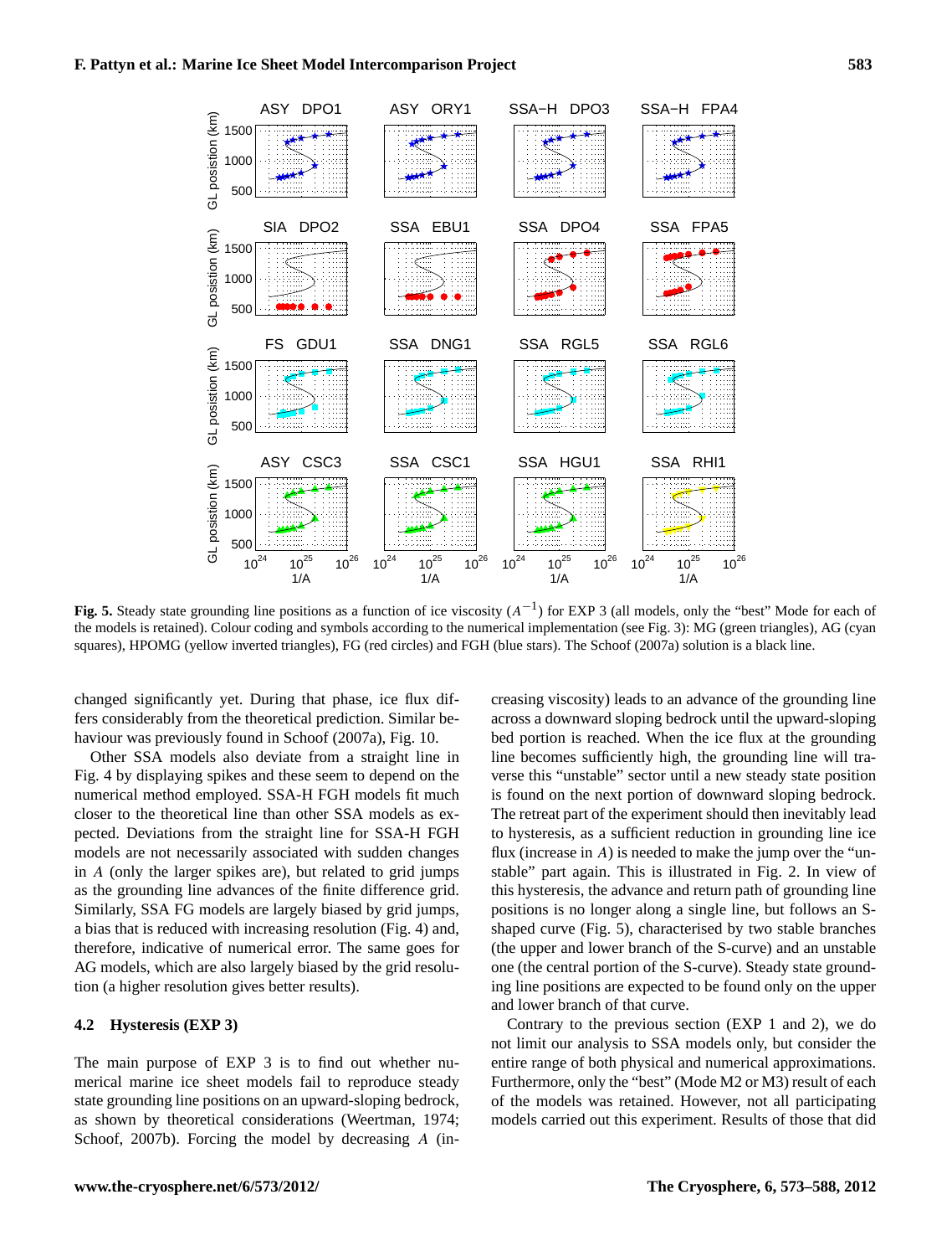**Fig. 5.** Steady state grounding line positions as a function of ice viscosity ($A^{-1}$) for EXP 3 (all models, only the "best" Mode for each of the models is retained). Colour coding and symbols according to the numerical implementation (see Fig. 3): MG (green triangles), AG (cyan squares), HPOMG (yellow inverted triangles), FG (red circles) and FGH (blue stars). The Schoof (2007a) solution is a black line.

changed significantly yet. During that phase, ice flux differs considerably from the theoretical prediction. Similar behaviour was previously found in Schoof (2007a), Fig. 10.

Other SSA models also deviate from a straight line in Fig. 4 by displaying spikes and these seem to depend on the numerical method employed. SSA-H FGH models fit much closer to the theoretical line than other SSA models as expected. Deviations from the straight line for SSA-H FGH models are not necessarily associated with sudden changes in $A$ (only the larger spikes are), but related to grid jumps as the grounding line advances of the finite difference grid. Similarly, SSA FG models are largely biased by grid jumps, a bias that is reduced with increasing resolution (Fig. 4) and, therefore, indicative of numerical error. The same goes for AG models, which are also largely biased by the grid resolution (a higher resolution gives better results).

### 4.2 Hysteresis (EXP 3)

The main purpose of EXP 3 is to find out whether numerical marine ice sheet models fail to reproduce steady state grounding line positions on an upward-sloping bedrock, as shown by theoretical considerations (Weertman, 1974; Schoof, 2007b). Forcing the model by decreasing $A$ (increasing viscosity) leads to an advance of the grounding line across a downward sloping bedrock until the upward-sloping bed portion is reached. When the ice flux at the grounding line becomes sufficiently high, the grounding line will traverse this "unstable" sector until a new steady state position is found on the next portion of downward sloping bedrock. The retreat part of the experiment should then inevitably lead to hysteresis, as a sufficient reduction in grounding line ice flux (increase in $A$) is needed to make the jump over the "unstable" part again. This is illustrated in Fig. 2. In view of this hysteresis, the advance and return path of grounding line positions is no longer along a single line, but follows an S-shaped curve (Fig. 5), characterised by two stable branches (the upper and lower branch of the S-curve) and an unstable one (the central portion of the S-curve). Steady state grounding line positions are expected to be found only on the upper and lower branch of that curve.

Contrary to the previous section (EXP 1 and 2), we do not limit our analysis to SSA models only, but consider the entire range of both physical and numerical approximations. Furthermore, only the "best" (Mode M2 or M3) result of each of the models was retained. However, not all participating models carried out this experiment. Results of those that did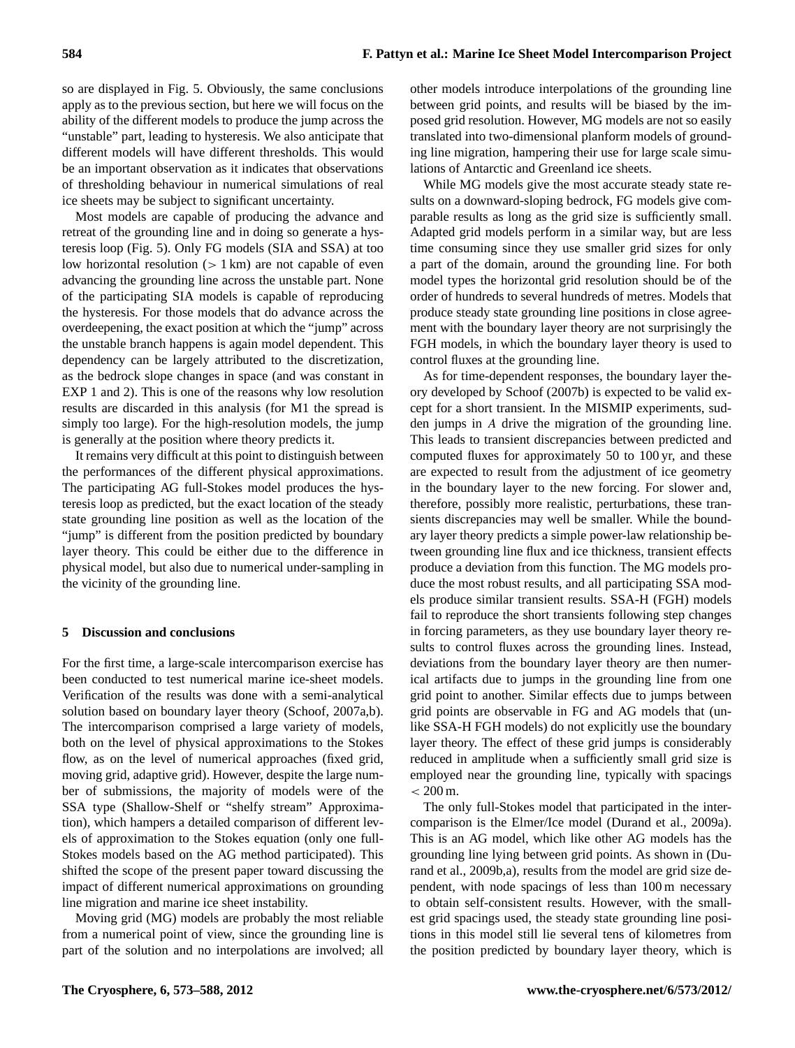so are displayed in Fig. 5. Obviously, the same conclusions apply as to the previous section, but here we will focus on the ability of the different models to produce the jump across the "unstable" part, leading to hysteresis. We also anticipate that different models will have different thresholds. This would be an important observation as it indicates that observations of thresholding behaviour in numerical simulations of real ice sheets may be subject to significant uncertainty.

Most models are capable of producing the advance and retreat of the grounding line and in doing so generate a hysteresis loop (Fig. 5). Only FG models (SIA and SSA) at too low horizontal resolution ($> 1$ km) are not capable of even advancing the grounding line across the unstable part. None of the participating SIA models is capable of reproducing the hysteresis. For those models that do advance across the overdeepening, the exact position at which the "jump" across the unstable branch happens is again model dependent. This dependency can be largely attributed to the discretization, as the bedrock slope changes in space (and was constant in EXP 1 and 2). This is one of the reasons why low resolution results are discarded in this analysis (for M1 the spread is simply too large). For the high-resolution models, the jump is generally at the position where theory predicts it.

It remains very difficult at this point to distinguish between the performances of the different physical approximations. The participating AG full-Stokes model produces the hysteresis loop as predicted, but the exact location of the steady state grounding line position as well as the location of the "jump" is different from the position predicted by boundary layer theory. This could be either due to the difference in physical model, but also due to numerical under-sampling in the vicinity of the grounding line.

## 5 Discussion and conclusions

For the first time, a large-scale intercomparison exercise has been conducted to test numerical marine ice-sheet models. Verification of the results was done with a semi-analytical solution based on boundary layer theory (Schoof, 2007a,b). The intercomparison comprised a large variety of models, both on the level of physical approximations to the Stokes flow, as on the level of numerical approaches (fixed grid, moving grid, adaptive grid). However, despite the large number of submissions, the majority of models were of the SSA type (Shallow-Shelf or "shelfy stream" Approximation), which hampers a detailed comparison of different levels of approximation to the Stokes equation (only one full-Stokes models based on the AG method participated). This shifted the scope of the present paper toward discussing the impact of different numerical approximations on grounding line migration and marine ice sheet instability.

Moving grid (MG) models are probably the most reliable from a numerical point of view, since the grounding line is part of the solution and no interpolations are involved; all other models introduce interpolations of the grounding line between grid points, and results will be biased by the imposed grid resolution. However, MG models are not so easily translated into two-dimensional planform models of grounding line migration, hampering their use for large scale simulations of Antarctic and Greenland ice sheets.

While MG models give the most accurate steady state results on a downward-sloping bedrock, FG models give comparable results as long as the grid size is sufficiently small. Adapted grid models perform in a similar way, but are less time consuming since they use smaller grid sizes for only a part of the domain, around the grounding line. For both model types the horizontal grid resolution should be of the order of hundreds to several hundreds of metres. Models that produce steady state grounding line positions in close agreement with the boundary layer theory are not surprisingly the FGH models, in which the boundary layer theory is used to control fluxes at the grounding line.

As for time-dependent responses, the boundary layer theory developed by Schoof (2007b) is expected to be valid except for a short transient. In the MISMIP experiments, sudden jumps in $A$ drive the migration of the grounding line. This leads to transient discrepancies between predicted and computed fluxes for approximately 50 to 100 yr, and these are expected to result from the adjustment of ice geometry in the boundary layer to the new forcing. For slower and, therefore, possibly more realistic, perturbations, these transients discrepancies may well be smaller. While the boundary layer theory predicts a simple power-law relationship between grounding line flux and ice thickness, transient effects produce a deviation from this function. The MG models produce the most robust results, and all participating SSA models produce similar transient results. SSA-H (FGH) models fail to reproduce the short transients following step changes in forcing parameters, as they use boundary layer theory results to control fluxes across the grounding lines. Instead, deviations from the boundary layer theory are then numerical artifacts due to jumps in the grounding line from one grid point to another. Similar effects due to jumps between grid points are observable in FG and AG models that (unlike SSA-H FGH models) do not explicitly use the boundary layer theory. The effect of these grid jumps is considerably reduced in amplitude when a sufficiently small grid size is employed near the grounding line, typically with spacings $< 200$ m.

The only full-Stokes model that participated in the intercomparison is the Elmer/Ice model (Durand et al., 2009a). This is an AG model, which like other AG models has the grounding line lying between grid points. As shown in (Durand et al., 2009b,a), results from the model are grid size dependent, with node spacings of less than 100 m necessary to obtain self-consistent results. However, with the smallest grid spacings used, the steady state grounding line positions in this model still lie several tens of kilometres from the position predicted by boundary layer theory, which is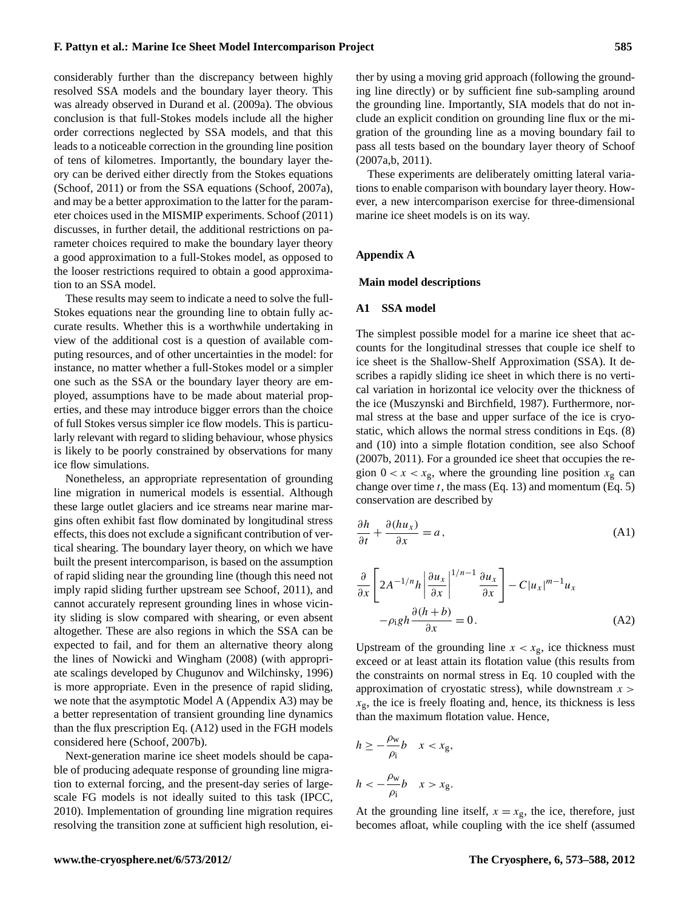considerably further than the discrepancy between highly resolved SSA models and the boundary layer theory. This was already observed in Durand et al. (2009a). The obvious conclusion is that full-Stokes models include all the higher order corrections neglected by SSA models, and that this leads to a noticeable correction in the grounding line position of tens of kilometres. Importantly, the boundary layer theory can be derived either directly from the Stokes equations (Schoof, 2011) or from the SSA equations (Schoof, 2007a), and may be a better approximation to the latter for the parameter choices used in the MISMIP experiments. Schoof (2011) discusses, in further detail, the additional restrictions on parameter choices required to make the boundary layer theory a good approximation to a full-Stokes model, as opposed to the looser restrictions required to obtain a good approximation to an SSA model.

These results may seem to indicate a need to solve the full-Stokes equations near the grounding line to obtain fully accurate results. Whether this is a worthwhile undertaking in view of the additional cost is a question of available computing resources, and of other uncertainties in the model: for instance, no matter whether a full-Stokes model or a simpler one such as the SSA or the boundary layer theory are employed, assumptions have to be made about material properties, and these may introduce bigger errors than the choice of full Stokes versus simpler ice flow models. This is particularly relevant with regard to sliding behaviour, whose physics is likely to be poorly constrained by observations for many ice flow simulations.

Nonetheless, an appropriate representation of grounding line migration in numerical models is essential. Although these large outlet glaciers and ice streams near marine margins often exhibit fast flow dominated by longitudinal stress effects, this does not exclude a significant contribution of vertical shearing. The boundary layer theory, on which we have built the present intercomparison, is based on the assumption of rapid sliding near the grounding line (though this need not imply rapid sliding further upstream see Schoof, 2011), and cannot accurately represent grounding lines in whose vicinity sliding is slow compared with shearing, or even absent altogether. These are also regions in which the SSA can be expected to fail, and for them an alternative theory along the lines of Nowicki and Wingham (2008) (with appropriate scalings developed by Chugunov and Wilchinsky, 1996) is more appropriate. Even in the presence of rapid sliding, we note that the asymptotic Model A (Appendix A3) may be a better representation of transient grounding line dynamics than the flux prescription Eq. (A12) used in the FGH models considered here (Schoof, 2007b).

Next-generation marine ice sheet models should be capable of producing adequate response of grounding line migration to external forcing, and the present-day series of large-scale FG models is not ideally suited to this task (IPCC, 2010). Implementation of grounding line migration requires resolving the transition zone at sufficient high resolution, either by using a moving grid approach (following the grounding line directly) or by sufficient fine sub-sampling around the grounding line. Importantly, SIA models that do not include an explicit condition on grounding line flux or the migration of the grounding line as a moving boundary fail to pass all tests based on the boundary layer theory of Schoof (2007a,b, 2011).

These experiments are deliberately omitting lateral variations to enable comparison with boundary layer theory. However, a new intercomparison exercise for three-dimensional marine ice sheet models is on its way.

## Appendix A

### Main model descriptions

### A1 SSA model

The simplest possible model for a marine ice sheet that accounts for the longitudinal stresses that couple ice shelf to ice sheet is the Shallow-Shelf Approximation (SSA). It describes a rapidly sliding ice sheet in which there is no vertical variation in horizontal ice velocity over the thickness of the ice (Muszynski and Birchfield, 1987). Furthermore, normal stress at the base and upper surface of the ice is cryostatic, which allows the normal stress conditions in Eqs. (8) and (10) into a simple flotation condition, see also Schoof (2007b, 2011). For a grounded ice sheet that occupies the region $0 < x < x_g$, where the grounding line position $x_g$ can change over time $t$, the mass (Eq. 13) and momentum (Eq. 5) conservation are described by

$$\frac{\partial h}{\partial t} + \frac{\partial (h u_x)}{\partial x} = a\,, \tag{A1}$$

$$\frac{\partial}{\partial x}\left[2A^{-1/n}h\left|\frac{\partial u_x}{\partial x}\right|^{1/n-1}\frac{\partial u_x}{\partial x}\right] - C|u_x|^{m-1}u_x - \rho_i g h \frac{\partial (h+b)}{\partial x} = 0\,. \tag{A2}$$

Upstream of the grounding line $x < x_g$, ice thickness must exceed or at least attain its flotation value (this results from the constraints on normal stress in Eq. 10 coupled with the approximation of cryostatic stress), while downstream $x > x_g$, the ice is freely floating and, hence, its thickness is less than the maximum flotation value. Hence,

$$h \geq -\frac{\rho_w}{\rho_i}b \quad x < x_g,$$

$$h < -\frac{\rho_w}{\rho_i}b \quad x > x_g.$$

At the grounding line itself, $x = x_g$, the ice, therefore, just becomes afloat, while coupling with the ice shelf (assumed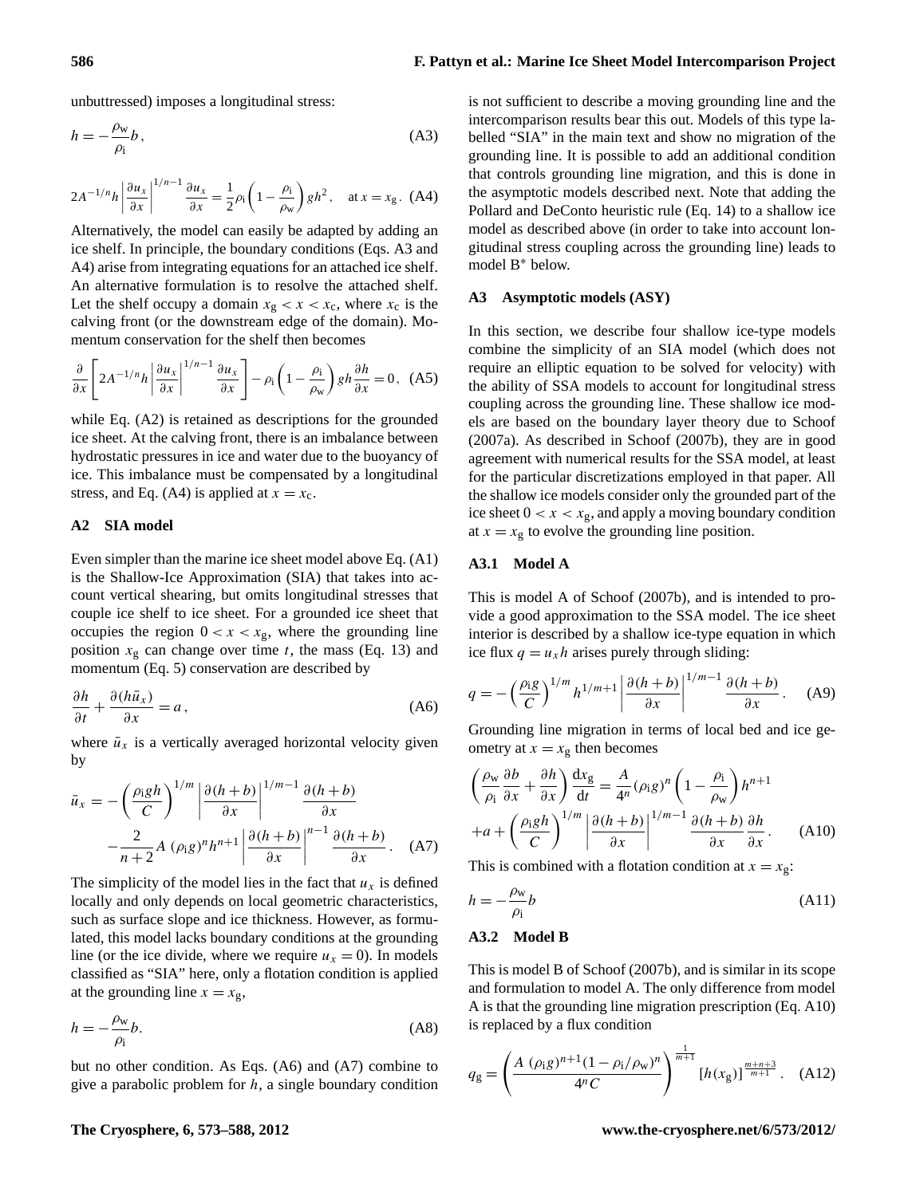unbuttressed) imposes a longitudinal stress:

$$h = -\frac{\rho_w}{\rho_i} b\,, \tag{A3}$$

$$2A^{-1/n} h \left|\frac{\partial u_x}{\partial x}\right|^{1/n-1} \frac{\partial u_x}{\partial x} = \frac{1}{2}\rho_i \left(1 - \frac{\rho_i}{\rho_w}\right) g h^2\,, \quad \text{at } x = x_g\,. \tag{A4}$$

Alternatively, the model can easily be adapted by adding an ice shelf. In principle, the boundary conditions (Eqs. A3 and A4) arise from integrating equations for an attached ice shelf. An alternative formulation is to resolve the attached shelf. Let the shelf occupy a domain $x_g < x < x_c$, where $x_c$ is the calving front (or the downstream edge of the domain). Momentum conservation for the shelf then becomes

$$\frac{\partial}{\partial x}\left[2A^{-1/n} h \left|\frac{\partial u_x}{\partial x}\right|^{1/n-1} \frac{\partial u_x}{\partial x}\right] - \rho_i \left(1 - \frac{\rho_i}{\rho_w}\right) g h \frac{\partial h}{\partial x} = 0\,, \tag{A5}$$

while Eq. (A2) is retained as descriptions for the grounded ice sheet. At the calving front, there is an imbalance between hydrostatic pressures in ice and water due to the buoyancy of ice. This imbalance must be compensated by a longitudinal stress, and Eq. (A4) is applied at $x = x_c$.

### A2 SIA model

Even simpler than the marine ice sheet model above Eq. (A1) is the Shallow-Ice Approximation (SIA) that takes into account vertical shearing, but omits longitudinal stresses that couple ice shelf to ice sheet. For a grounded ice sheet that occupies the region $0 < x < x_g$, where the grounding line position $x_g$ can change over time $t$, the mass (Eq. 13) and momentum (Eq. 5) conservation are described by

$$\frac{\partial h}{\partial t} + \frac{\partial (h \bar{u}_x)}{\partial x} = a\,, \tag{A6}$$

where $\bar{u}_x$ is a vertically averaged horizontal velocity given by

$$\bar{u}_x = -\left(\frac{\rho_i g h}{C}\right)^{1/m} \left|\frac{\partial (h+b)}{\partial x}\right|^{1/m-1} \frac{\partial (h+b)}{\partial x} - \frac{2}{n+2} A\, (\rho_i g)^n h^{n+1} \left|\frac{\partial (h+b)}{\partial x}\right|^{n-1} \frac{\partial (h+b)}{\partial x}\,. \tag{A7}$$

The simplicity of the model lies in the fact that $u_x$ is defined locally and only depends on local geometric characteristics, such as surface slope and ice thickness. However, as formulated, this model lacks boundary conditions at the grounding line (or the ice divide, where we require $u_x = 0$). In models classified as "SIA" here, only a flotation condition is applied at the grounding line $x = x_g$,

$$h = -\frac{\rho_w}{\rho_i} b. \tag{A8}$$

but no other condition. As Eqs. (A6) and (A7) combine to give a parabolic problem for $h$, a single boundary condition is not sufficient to describe a moving grounding line and the intercomparison results bear this out. Models of this type labelled "SIA" in the main text and show no migration of the grounding line. It is possible to add an additional condition that controls grounding line migration, and this is done in the asymptotic models described next. Note that adding the Pollard and DeConto heuristic rule (Eq. 14) to a shallow ice model as described above (in order to take into account longitudinal stress coupling across the grounding line) leads to model B* below.

### A3 Asymptotic models (ASY)

In this section, we describe four shallow ice-type models combine the simplicity of an SIA model (which does not require an elliptic equation to be solved for velocity) with the ability of SSA models to account for longitudinal stress coupling across the grounding line. These shallow ice models are based on the boundary layer theory due to Schoof (2007a). As described in Schoof (2007b), they are in good agreement with numerical results for the SSA model, at least for the particular discretizations employed in that paper. All the shallow ice models consider only the grounded part of the ice sheet $0 < x < x_g$, and apply a moving boundary condition at $x = x_g$ to evolve the grounding line position.

#### A3.1 Model A

This is model A of Schoof (2007b), and is intended to provide a good approximation to the SSA model. The ice sheet interior is described by a shallow ice-type equation in which ice flux $q = u_x h$ arises purely through sliding:

$$q = -\left(\frac{\rho_i g}{C}\right)^{1/m} h^{1/m+1} \left|\frac{\partial (h+b)}{\partial x}\right|^{1/m-1} \frac{\partial (h+b)}{\partial x}\,. \tag{A9}$$

Grounding line migration in terms of local bed and ice geometry at $x = x_g$ then becomes

$$\left(\frac{\rho_w}{\rho_i}\frac{\partial b}{\partial x} + \frac{\partial h}{\partial x}\right)\frac{\mathrm{d}x_g}{\mathrm{d}t} = \frac{A}{4^n}(\rho_i g)^n \left(1 - \frac{\rho_i}{\rho_w}\right) h^{n+1} + a + \left(\frac{\rho_i g h}{C}\right)^{1/m} \left|\frac{\partial (h+b)}{\partial x}\right|^{1/m-1} \frac{\partial (h+b)}{\partial x}\frac{\partial h}{\partial x}\,. \tag{A10}$$

This is combined with a flotation condition at $x = x_g$:

$$h = -\frac{\rho_w}{\rho_i} b \tag{A11}$$

#### A3.2 Model B

This is model B of Schoof (2007b), and is similar in its scope and formulation to model A. The only difference from model A is that the grounding line migration prescription (Eq. A10) is replaced by a flux condition

$$q_g = \left(\frac{A\, (\rho_i g)^{n+1} (1 - \rho_i/\rho_w)^n}{4^n C}\right)^{\frac{1}{m+1}} [h(x_g)]^{\frac{m+n+3}{m+1}}\,. \tag{A12}$$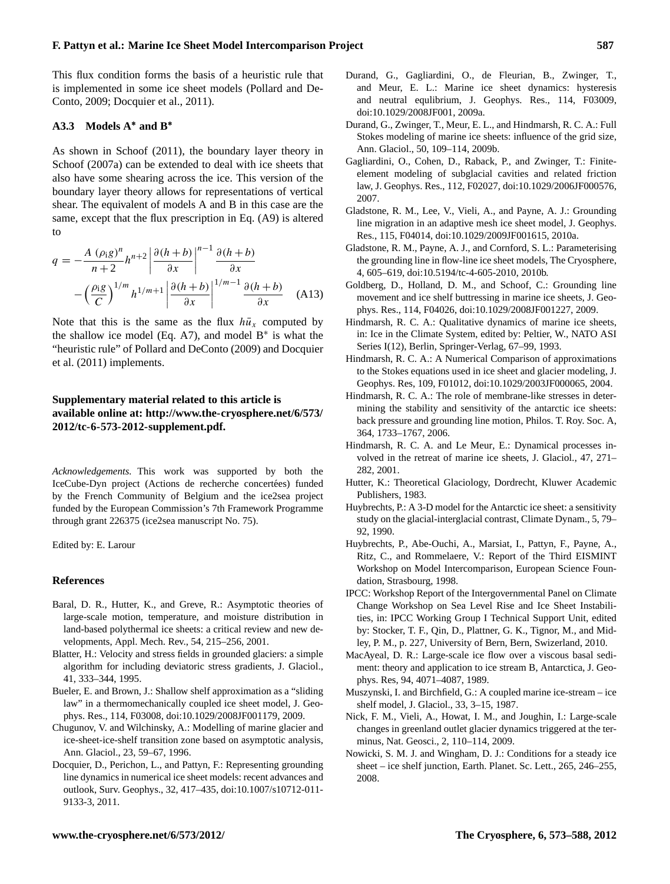This flux condition forms the basis of a heuristic rule that is implemented in some ice sheet models (Pollard and DeConto, 2009; Docquier et al., 2011).

### A3.3 Models A* and B*

As shown in Schoof (2011), the boundary layer theory in Schoof (2007a) can be extended to deal with ice sheets that also have some shearing across the ice. This version of the boundary layer theory allows for representations of vertical shear. The equivalent of models A and B in this case are the same, except that the flux prescription in Eq. (A9) is altered to

$$q = -\frac{A\ (\rho_{\mathrm{i}} g)^n}{n+2} h^{n+2} \left| \frac{\partial (h+b)}{\partial x} \right|^{n-1} \frac{\partial (h+b)}{\partial x} - \left( \frac{\rho_{\mathrm{i}} g}{C} \right)^{1/m} h^{1/m+1} \left| \frac{\partial (h+b)}{\partial x} \right|^{1/m-1} \frac{\partial (h+b)}{\partial x} \quad \text{(A13)}$$

Note that this is the same as the flux $h\bar{u}_x$ computed by the shallow ice model (Eq. A7), and model B* is what the "heuristic rule" of Pollard and DeConto (2009) and Docquier et al. (2011) implements.

**Supplementary material related to this article is available online at: http://www.the-cryosphere.net/6/573/2012/tc-6-573-2012-supplement.pdf.**

*Acknowledgements.* This work was supported by both the IceCube-Dyn project (Actions de recherche concertées) funded by the French Community of Belgium and the ice2sea project funded by the European Commission's 7th Framework Programme through grant 226375 (ice2sea manuscript No. 75).

Edited by: E. Larour

## References

- Baral, D. R., Hutter, K., and Greve, R.: Asymptotic theories of large-scale motion, temperature, and moisture distribution in land-based polythermal ice sheets: a critical review and new developments, Appl. Mech. Rev., 54, 215–256, 2001.
- Blatter, H.: Velocity and stress fields in grounded glaciers: a simple algorithm for including deviatoric stress gradients, J. Glaciol., 41, 333–344, 1995.
- Bueler, E. and Brown, J.: Shallow shelf approximation as a "sliding law" in a thermomechanically coupled ice sheet model, J. Geophys. Res., 114, F03008, doi:10.1029/2008JF001179, 2009.
- Chugunov, V. and Wilchinsky, A.: Modelling of marine glacier and ice-sheet-ice-shelf transition zone based on asymptotic analysis, Ann. Glaciol., 23, 59–67, 1996.
- Docquier, D., Perichon, L., and Pattyn, F.: Representing grounding line dynamics in numerical ice sheet models: recent advances and outlook, Surv. Geophys., 32, 417–435, doi:10.1007/s10712-011-9133-3, 2011.
- Durand, G., Gagliardini, O., de Fleurian, B., Zwinger, T., and Meur, E. L.: Marine ice sheet dynamics: hysteresis and neutral equlibrium, J. Geophys. Res., 114, F03009, doi:10.1029/2008JF001, 2009a.
- Durand, G., Zwinger, T., Meur, E. L., and Hindmarsh, R. C. A.: Full Stokes modeling of marine ice sheets: influence of the grid size, Ann. Glaciol., 50, 109–114, 2009b.
- Gagliardini, O., Cohen, D., Raback, P., and Zwinger, T.: Finite-element modeling of subglacial cavities and related friction law, J. Geophys. Res., 112, F02027, doi:10.1029/2006JF000576, 2007.
- Gladstone, R. M., Lee, V., Vieli, A., and Payne, A. J.: Grounding line migration in an adaptive mesh ice sheet model, J. Geophys. Res., 115, F04014, doi:10.1029/2009JF001615, 2010a.
- Gladstone, R. M., Payne, A. J., and Cornford, S. L.: Parameterising the grounding line in flow-line ice sheet models, The Cryosphere, 4, 605–619, doi:10.5194/tc-4-605-2010, 2010b.
- Goldberg, D., Holland, D. M., and Schoof, C.: Grounding line movement and ice shelf buttressing in marine ice sheets, J. Geophys. Res., 114, F04026, doi:10.1029/2008JF001227, 2009.
- Hindmarsh, R. C. A.: Qualitative dynamics of marine ice sheets, in: Ice in the Climate System, edited by: Peltier, W., NATO ASI Series I(12), Berlin, Springer-Verlag, 67–99, 1993.
- Hindmarsh, R. C. A.: A Numerical Comparison of approximations to the Stokes equations used in ice sheet and glacier modeling, J. Geophys. Res, 109, F01012, doi:10.1029/2003JF000065, 2004.
- Hindmarsh, R. C. A.: The role of membrane-like stresses in determining the stability and sensitivity of the antarctic ice sheets: back pressure and grounding line motion, Philos. T. Roy. Soc. A, 364, 1733–1767, 2006.
- Hindmarsh, R. C. A. and Le Meur, E.: Dynamical processes involved in the retreat of marine ice sheets, J. Glaciol., 47, 271–282, 2001.
- Hutter, K.: Theoretical Glaciology, Dordrecht, Kluwer Academic Publishers, 1983.
- Huybrechts, P.: A 3-D model for the Antarctic ice sheet: a sensitivity study on the glacial-interglacial contrast, Climate Dynam., 5, 79–92, 1990.
- Huybrechts, P., Abe-Ouchi, A., Marsiat, I., Pattyn, F., Payne, A., Ritz, C., and Rommelaere, V.: Report of the Third EISMINT Workshop on Model Intercomparison, European Science Foundation, Strasbourg, 1998.
- IPCC: Workshop Report of the Intergovernmental Panel on Climate Change Workshop on Sea Level Rise and Ice Sheet Instabilities, in: IPCC Working Group I Technical Support Unit, edited by: Stocker, T. F., Qin, D., Plattner, G. K., Tignor, M., and Midley, P. M., p. 227, University of Bern, Bern, Swizerland, 2010.
- MacAyeal, D. R.: Large-scale ice flow over a viscous basal sediment: theory and application to ice stream B, Antarctica, J. Geophys. Res, 94, 4071–4087, 1989.
- Muszynski, I. and Birchfield, G.: A coupled marine ice-stream – ice shelf model, J. Glaciol., 33, 3–15, 1987.
- Nick, F. M., Vieli, A., Howat, I. M., and Joughin, I.: Large-scale changes in greenland outlet glacier dynamics triggered at the terminus, Nat. Geosci., 2, 110–114, 2009.
- Nowicki, S. M. J. and Wingham, D. J.: Conditions for a steady ice sheet – ice shelf junction, Earth. Planet. Sc. Lett., 265, 246–255, 2008.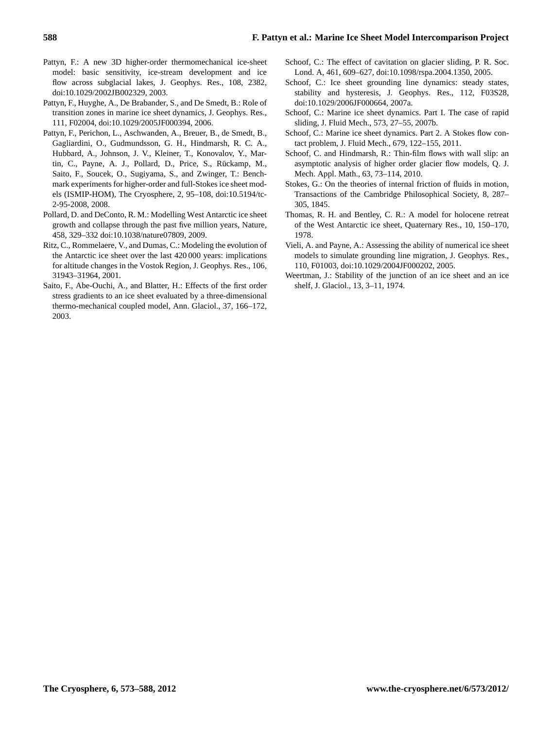Pattyn, F.: A new 3D higher-order thermomechanical ice-sheet model: basic sensitivity, ice-stream development and ice flow across subglacial lakes, J. Geophys. Res., 108, 2382, doi:10.1029/2002JB002329, 2003.

Pattyn, F., Huyghe, A., De Brabander, S., and De Smedt, B.: Role of transition zones in marine ice sheet dynamics, J. Geophys. Res., 111, F02004, doi:10.1029/2005JF000394, 2006.

Pattyn, F., Perichon, L., Aschwanden, A., Breuer, B., de Smedt, B., Gagliardini, O., Gudmundsson, G. H., Hindmarsh, R. C. A., Hubbard, A., Johnson, J. V., Kleiner, T., Konovalov, Y., Martin, C., Payne, A. J., Pollard, D., Price, S., Rückamp, M., Saito, F., Soucek, O., Sugiyama, S., and Zwinger, T.: Benchmark experiments for higher-order and full-Stokes ice sheet models (ISMIP-HOM), The Cryosphere, 2, 95–108, doi:10.5194/tc-2-95-2008, 2008.

Pollard, D. and DeConto, R. M.: Modelling West Antarctic ice sheet growth and collapse through the past five million years, Nature, 458, 329–332 doi:10.1038/nature07809, 2009.

Ritz, C., Rommelaere, V., and Dumas, C.: Modeling the evolution of the Antarctic ice sheet over the last 420 000 years: implications for altitude changes in the Vostok Region, J. Geophys. Res., 106, 31943–31964, 2001.

Saito, F., Abe-Ouchi, A., and Blatter, H.: Effects of the first order stress gradients to an ice sheet evaluated by a three-dimensional thermo-mechanical coupled model, Ann. Glaciol., 37, 166–172, 2003.

Schoof, C.: The effect of cavitation on glacier sliding, P. R. Soc. Lond. A, 461, 609–627, doi:10.1098/rspa.2004.1350, 2005.

Schoof, C.: Ice sheet grounding line dynamics: steady states, stability and hysteresis, J. Geophys. Res., 112, F03S28, doi:10.1029/2006JF000664, 2007a.

Schoof, C.: Marine ice sheet dynamics. Part I. The case of rapid sliding, J. Fluid Mech., 573, 27–55, 2007b.

Schoof, C.: Marine ice sheet dynamics. Part 2. A Stokes flow contact problem, J. Fluid Mech., 679, 122–155, 2011.

Schoof, C. and Hindmarsh, R.: Thin-film flows with wall slip: an asymptotic analysis of higher order glacier flow models, Q. J. Mech. Appl. Math., 63, 73–114, 2010.

Stokes, G.: On the theories of internal friction of fluids in motion, Transactions of the Cambridge Philosophical Society, 8, 287–305, 1845.

Thomas, R. H. and Bentley, C. R.: A model for holocene retreat of the West Antarctic ice sheet, Quaternary Res., 10, 150–170, 1978.

Vieli, A. and Payne, A.: Assessing the ability of numerical ice sheet models to simulate grounding line migration, J. Geophys. Res., 110, F01003, doi:10.1029/2004JF000202, 2005.

Weertman, J.: Stability of the junction of an ice sheet and an ice shelf, J. Glaciol., 13, 3–11, 1974.